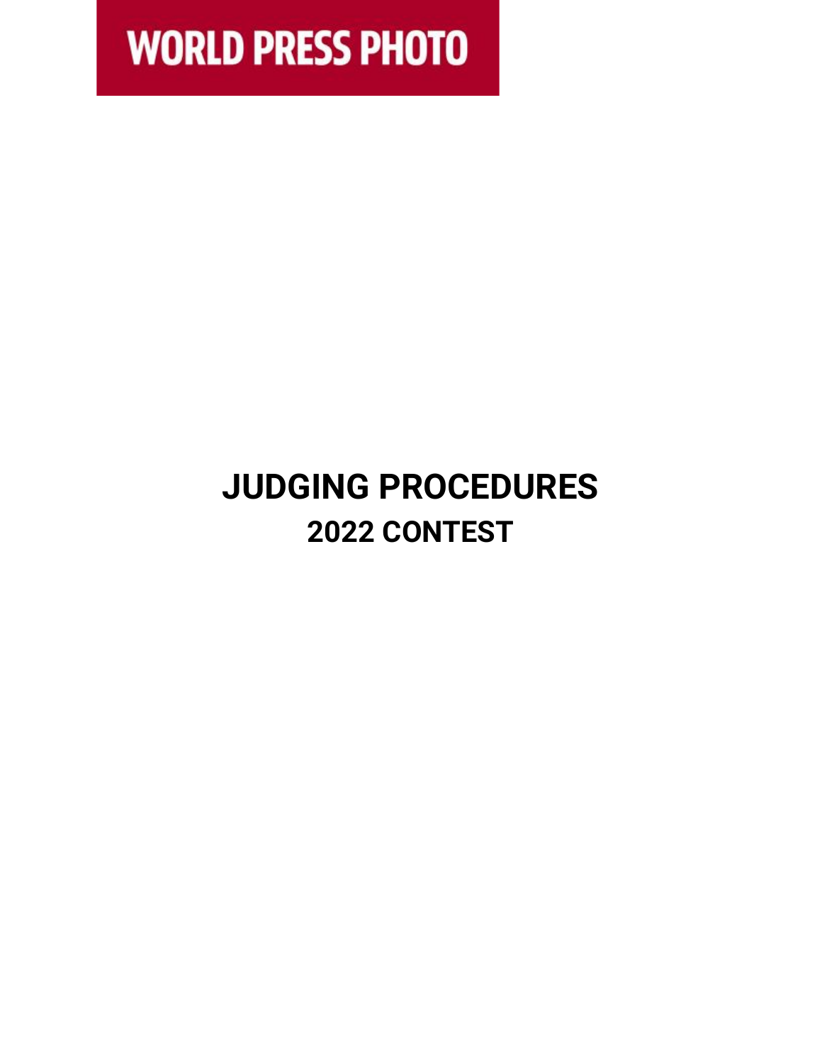WORLD PRESS PHOTO

# JUDGING PROCEDURES

## 2022 CONTEST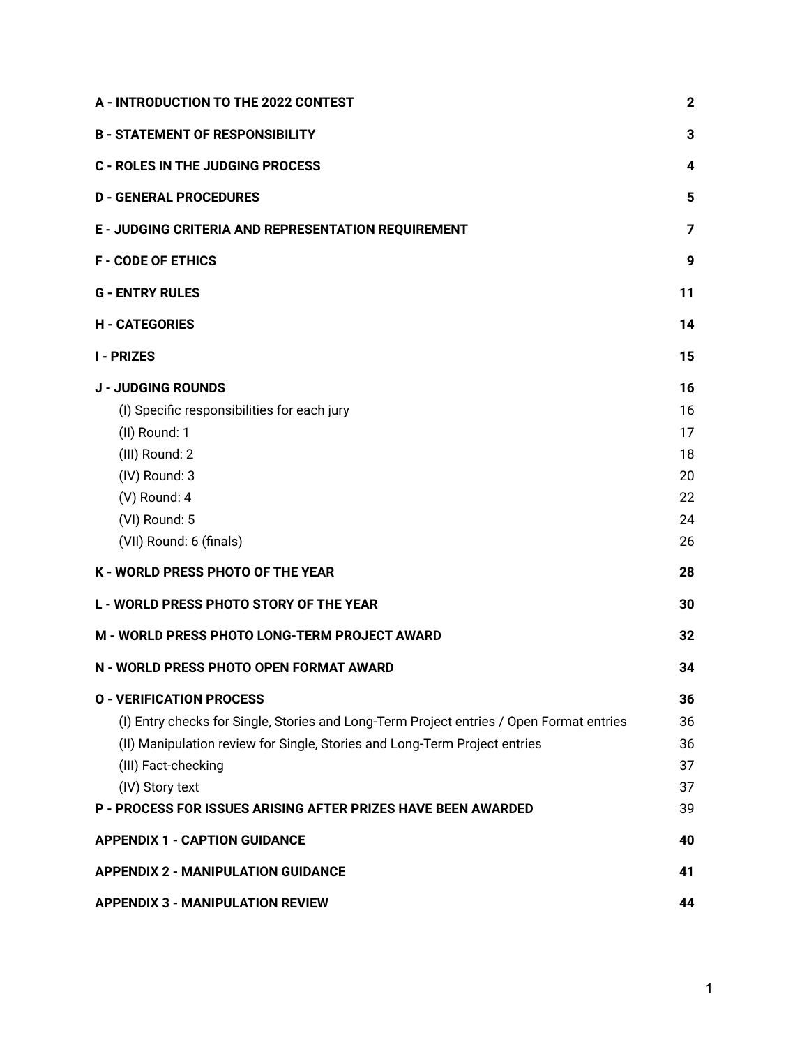| | |
|---|---|
| **A - INTRODUCTION TO THE 2022 CONTEST** | **2** |
| **B - STATEMENT OF RESPONSIBILITY** | **3** |
| **C - ROLES IN THE JUDGING PROCESS** | **4** |
| **D - GENERAL PROCEDURES** | **5** |
| **E - JUDGING CRITERIA AND REPRESENTATION REQUIREMENT** | **7** |
| **F - CODE OF ETHICS** | **9** |
| **G - ENTRY RULES** | **11** |
| **H - CATEGORIES** | **14** |
| **I - PRIZES** | **15** |
| **J - JUDGING ROUNDS** | **16** |
| (I) Specific responsibilities for each jury | 16 |
| (II) Round: 1 | 17 |
| (III) Round: 2 | 18 |
| (IV) Round: 3 | 20 |
| (V) Round: 4 | 22 |
| (VI) Round: 5 | 24 |
| (VII) Round: 6 (finals) | 26 |
| **K - WORLD PRESS PHOTO OF THE YEAR** | **28** |
| **L - WORLD PRESS PHOTO STORY OF THE YEAR** | **30** |
| **M - WORLD PRESS PHOTO LONG-TERM PROJECT AWARD** | **32** |
| **N - WORLD PRESS PHOTO OPEN FORMAT AWARD** | **34** |
| **O - VERIFICATION PROCESS** | **36** |
| (I) Entry checks for Single, Stories and Long-Term Project entries / Open Format entries | 36 |
| (II) Manipulation review for Single, Stories and Long-Term Project entries | 36 |
| (III) Fact-checking | 37 |
| (IV) Story text | 37 |
| **P - PROCESS FOR ISSUES ARISING AFTER PRIZES HAVE BEEN AWARDED** | 39 |
| **APPENDIX 1 - CAPTION GUIDANCE** | **40** |
| **APPENDIX 2 - MANIPULATION GUIDANCE** | **41** |
| **APPENDIX 3 - MANIPULATION REVIEW** | **44** |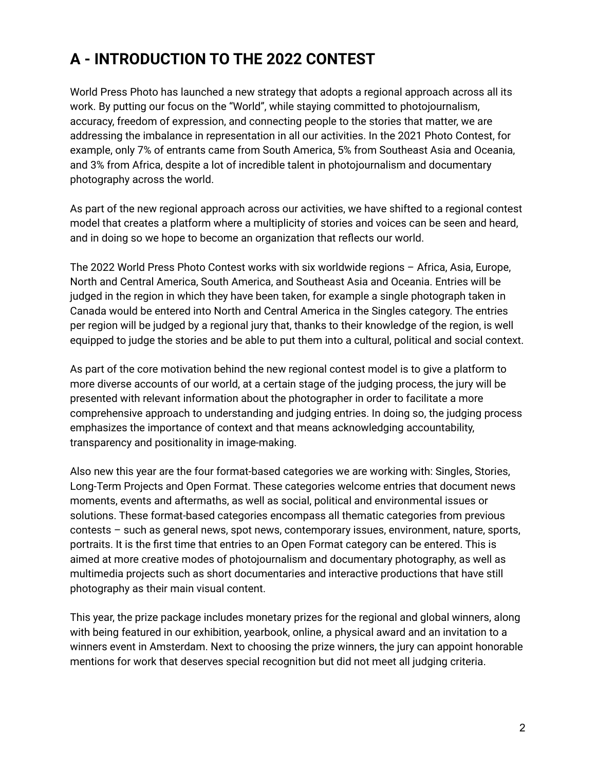# A - INTRODUCTION TO THE 2022 CONTEST

World Press Photo has launched a new strategy that adopts a regional approach across all its work. By putting our focus on the "World", while staying committed to photojournalism, accuracy, freedom of expression, and connecting people to the stories that matter, we are addressing the imbalance in representation in all our activities. In the 2021 Photo Contest, for example, only 7% of entrants came from South America, 5% from Southeast Asia and Oceania, and 3% from Africa, despite a lot of incredible talent in photojournalism and documentary photography across the world.

As part of the new regional approach across our activities, we have shifted to a regional contest model that creates a platform where a multiplicity of stories and voices can be seen and heard, and in doing so we hope to become an organization that reflects our world.

The 2022 World Press Photo Contest works with six worldwide regions – Africa, Asia, Europe, North and Central America, South America, and Southeast Asia and Oceania. Entries will be judged in the region in which they have been taken, for example a single photograph taken in Canada would be entered into North and Central America in the Singles category. The entries per region will be judged by a regional jury that, thanks to their knowledge of the region, is well equipped to judge the stories and be able to put them into a cultural, political and social context.

As part of the core motivation behind the new regional contest model is to give a platform to more diverse accounts of our world, at a certain stage of the judging process, the jury will be presented with relevant information about the photographer in order to facilitate a more comprehensive approach to understanding and judging entries. In doing so, the judging process emphasizes the importance of context and that means acknowledging accountability, transparency and positionality in image-making.

Also new this year are the four format-based categories we are working with: Singles, Stories, Long-Term Projects and Open Format. These categories welcome entries that document news moments, events and aftermaths, as well as social, political and environmental issues or solutions. These format-based categories encompass all thematic categories from previous contests – such as general news, spot news, contemporary issues, environment, nature, sports, portraits. It is the first time that entries to an Open Format category can be entered. This is aimed at more creative modes of photojournalism and documentary photography, as well as multimedia projects such as short documentaries and interactive productions that have still photography as their main visual content.

This year, the prize package includes monetary prizes for the regional and global winners, along with being featured in our exhibition, yearbook, online, a physical award and an invitation to a winners event in Amsterdam. Next to choosing the prize winners, the jury can appoint honorable mentions for work that deserves special recognition but did not meet all judging criteria.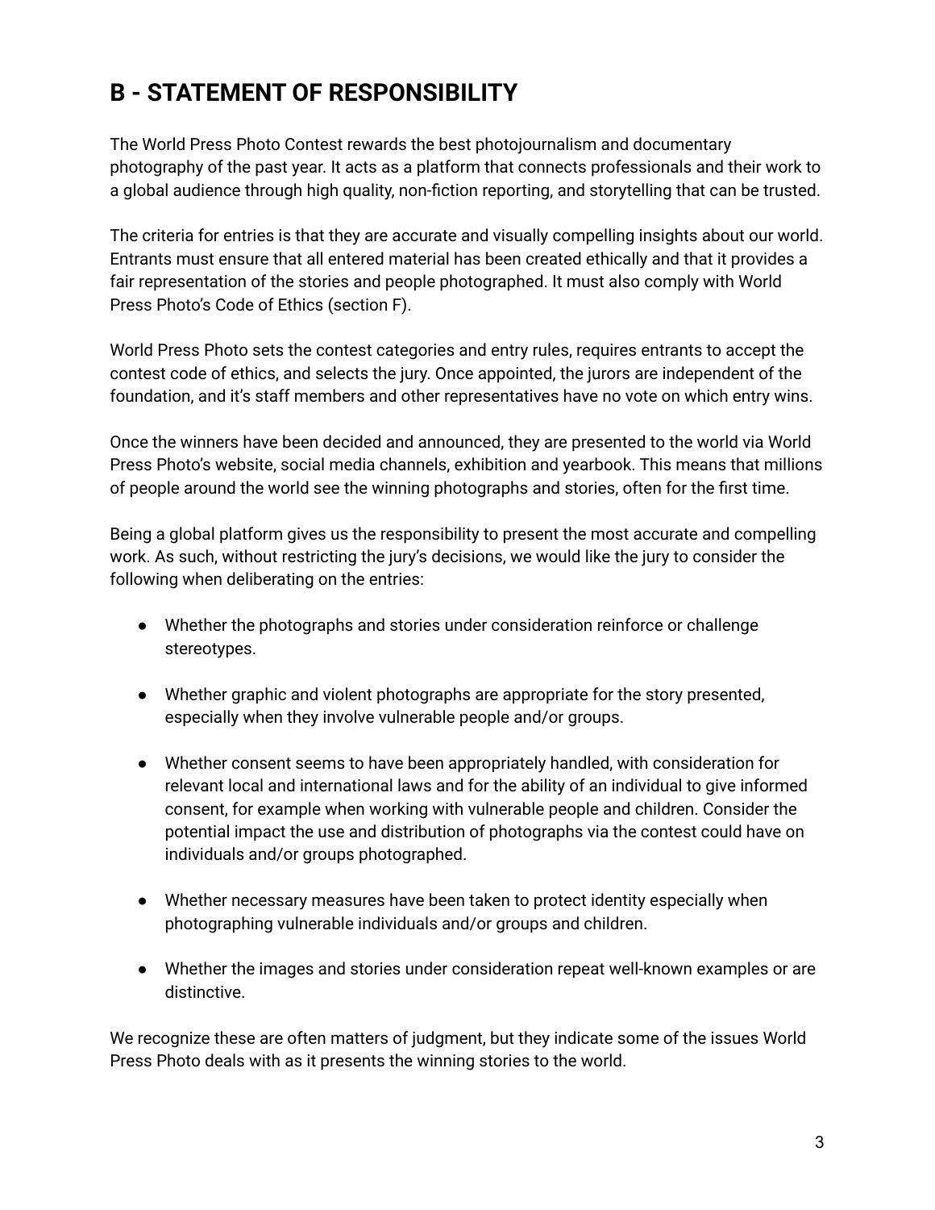## B - STATEMENT OF RESPONSIBILITY

The World Press Photo Contest rewards the best photojournalism and documentary photography of the past year. It acts as a platform that connects professionals and their work to a global audience through high quality, non-fiction reporting, and storytelling that can be trusted.

The criteria for entries is that they are accurate and visually compelling insights about our world. Entrants must ensure that all entered material has been created ethically and that it provides a fair representation of the stories and people photographed. It must also comply with World Press Photo's Code of Ethics (section F).

World Press Photo sets the contest categories and entry rules, requires entrants to accept the contest code of ethics, and selects the jury. Once appointed, the jurors are independent of the foundation, and it's staff members and other representatives have no vote on which entry wins.

Once the winners have been decided and announced, they are presented to the world via World Press Photo's website, social media channels, exhibition and yearbook. This means that millions of people around the world see the winning photographs and stories, often for the first time.

Being a global platform gives us the responsibility to present the most accurate and compelling work. As such, without restricting the jury's decisions, we would like the jury to consider the following when deliberating on the entries:

- Whether the photographs and stories under consideration reinforce or challenge stereotypes.
- Whether graphic and violent photographs are appropriate for the story presented, especially when they involve vulnerable people and/or groups.
- Whether consent seems to have been appropriately handled, with consideration for relevant local and international laws and for the ability of an individual to give informed consent, for example when working with vulnerable people and children. Consider the potential impact the use and distribution of photographs via the contest could have on individuals and/or groups photographed.
- Whether necessary measures have been taken to protect identity especially when photographing vulnerable individuals and/or groups and children.
- Whether the images and stories under consideration repeat well-known examples or are distinctive.

We recognize these are often matters of judgment, but they indicate some of the issues World Press Photo deals with as it presents the winning stories to the world.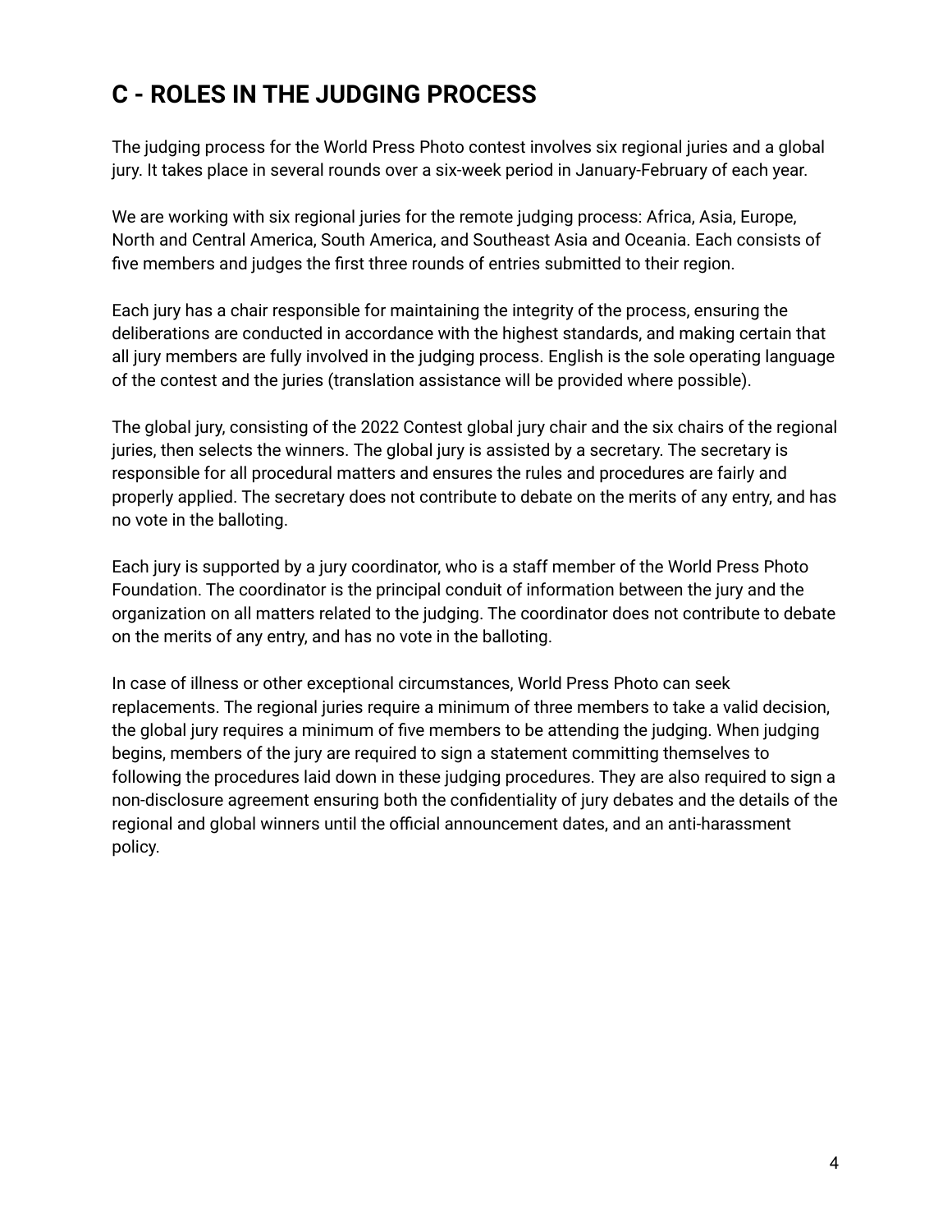## C - ROLES IN THE JUDGING PROCESS

The judging process for the World Press Photo contest involves six regional juries and a global jury. It takes place in several rounds over a six-week period in January-February of each year.

We are working with six regional juries for the remote judging process: Africa, Asia, Europe, North and Central America, South America, and Southeast Asia and Oceania. Each consists of five members and judges the first three rounds of entries submitted to their region.

Each jury has a chair responsible for maintaining the integrity of the process, ensuring the deliberations are conducted in accordance with the highest standards, and making certain that all jury members are fully involved in the judging process. English is the sole operating language of the contest and the juries (translation assistance will be provided where possible).

The global jury, consisting of the 2022 Contest global jury chair and the six chairs of the regional juries, then selects the winners. The global jury is assisted by a secretary. The secretary is responsible for all procedural matters and ensures the rules and procedures are fairly and properly applied. The secretary does not contribute to debate on the merits of any entry, and has no vote in the balloting.

Each jury is supported by a jury coordinator, who is a staff member of the World Press Photo Foundation. The coordinator is the principal conduit of information between the jury and the organization on all matters related to the judging. The coordinator does not contribute to debate on the merits of any entry, and has no vote in the balloting.

In case of illness or other exceptional circumstances, World Press Photo can seek replacements. The regional juries require a minimum of three members to take a valid decision, the global jury requires a minimum of five members to be attending the judging. When judging begins, members of the jury are required to sign a statement committing themselves to following the procedures laid down in these judging procedures. They are also required to sign a non-disclosure agreement ensuring both the confidentiality of jury debates and the details of the regional and global winners until the official announcement dates, and an anti-harassment policy.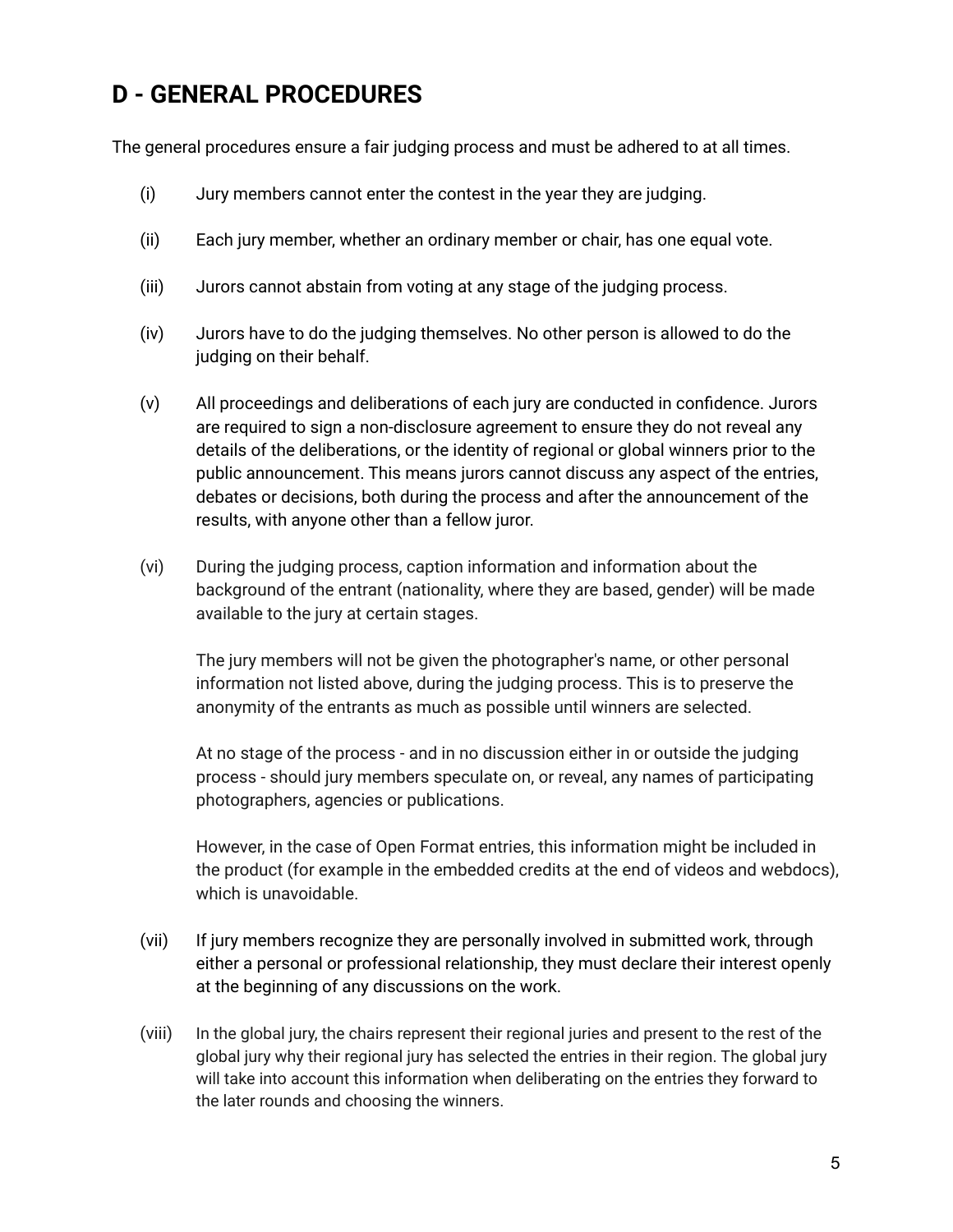## D - GENERAL PROCEDURES

The general procedures ensure a fair judging process and must be adhered to at all times.

(i) Jury members cannot enter the contest in the year they are judging.

(ii) Each jury member, whether an ordinary member or chair, has one equal vote.

(iii) Jurors cannot abstain from voting at any stage of the judging process.

(iv) Jurors have to do the judging themselves. No other person is allowed to do the judging on their behalf.

(v) All proceedings and deliberations of each jury are conducted in confidence. Jurors are required to sign a non-disclosure agreement to ensure they do not reveal any details of the deliberations, or the identity of regional or global winners prior to the public announcement. This means jurors cannot discuss any aspect of the entries, debates or decisions, both during the process and after the announcement of the results, with anyone other than a fellow juror.

(vi) During the judging process, caption information and information about the background of the entrant (nationality, where they are based, gender) will be made available to the jury at certain stages.

The jury members will not be given the photographer's name, or other personal information not listed above, during the judging process. This is to preserve the anonymity of the entrants as much as possible until winners are selected.

At no stage of the process - and in no discussion either in or outside the judging process - should jury members speculate on, or reveal, any names of participating photographers, agencies or publications.

However, in the case of Open Format entries, this information might be included in the product (for example in the embedded credits at the end of videos and webdocs), which is unavoidable.

(vii) If jury members recognize they are personally involved in submitted work, through either a personal or professional relationship, they must declare their interest openly at the beginning of any discussions on the work.

(viii) In the global jury, the chairs represent their regional juries and present to the rest of the global jury why their regional jury has selected the entries in their region. The global jury will take into account this information when deliberating on the entries they forward to the later rounds and choosing the winners.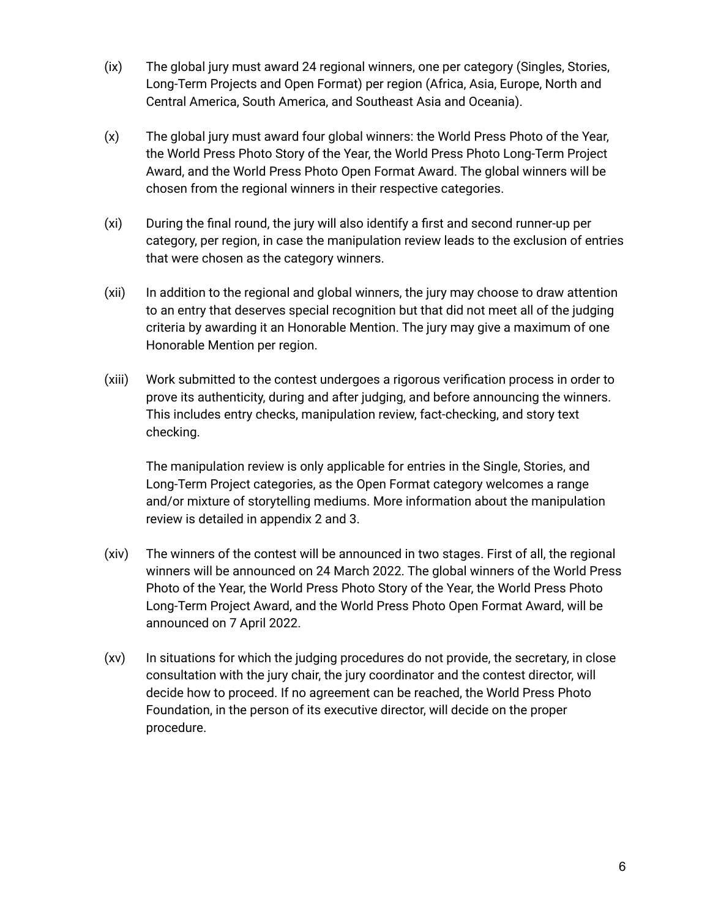(ix) The global jury must award 24 regional winners, one per category (Singles, Stories, Long-Term Projects and Open Format) per region (Africa, Asia, Europe, North and Central America, South America, and Southeast Asia and Oceania).

(x) The global jury must award four global winners: the World Press Photo of the Year, the World Press Photo Story of the Year, the World Press Photo Long-Term Project Award, and the World Press Photo Open Format Award. The global winners will be chosen from the regional winners in their respective categories.

(xi) During the final round, the jury will also identify a first and second runner-up per category, per region, in case the manipulation review leads to the exclusion of entries that were chosen as the category winners.

(xii) In addition to the regional and global winners, the jury may choose to draw attention to an entry that deserves special recognition but that did not meet all of the judging criteria by awarding it an Honorable Mention. The jury may give a maximum of one Honorable Mention per region.

(xiii) Work submitted to the contest undergoes a rigorous verification process in order to prove its authenticity, during and after judging, and before announcing the winners. This includes entry checks, manipulation review, fact-checking, and story text checking.

The manipulation review is only applicable for entries in the Single, Stories, and Long-Term Project categories, as the Open Format category welcomes a range and/or mixture of storytelling mediums. More information about the manipulation review is detailed in appendix 2 and 3.

(xiv) The winners of the contest will be announced in two stages. First of all, the regional winners will be announced on 24 March 2022. The global winners of the World Press Photo of the Year, the World Press Photo Story of the Year, the World Press Photo Long-Term Project Award, and the World Press Photo Open Format Award, will be announced on 7 April 2022.

(xv) In situations for which the judging procedures do not provide, the secretary, in close consultation with the jury chair, the jury coordinator and the contest director, will decide how to proceed. If no agreement can be reached, the World Press Photo Foundation, in the person of its executive director, will decide on the proper procedure.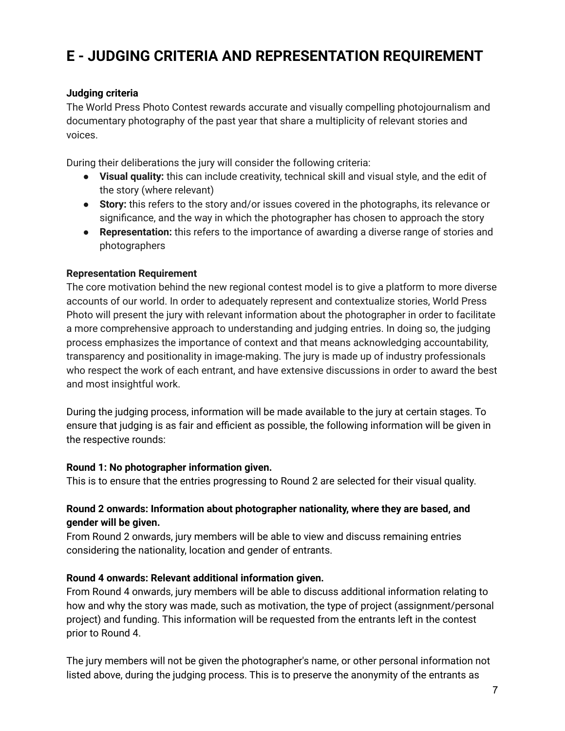# E - JUDGING CRITERIA AND REPRESENTATION REQUIREMENT

**Judging criteria**

The World Press Photo Contest rewards accurate and visually compelling photojournalism and documentary photography of the past year that share a multiplicity of relevant stories and voices.

During their deliberations the jury will consider the following criteria:

- **Visual quality:** this can include creativity, technical skill and visual style, and the edit of the story (where relevant)
- **Story:** this refers to the story and/or issues covered in the photographs, its relevance or significance, and the way in which the photographer has chosen to approach the story
- **Representation:** this refers to the importance of awarding a diverse range of stories and photographers

**Representation Requirement**

The core motivation behind the new regional contest model is to give a platform to more diverse accounts of our world. In order to adequately represent and contextualize stories, World Press Photo will present the jury with relevant information about the photographer in order to facilitate a more comprehensive approach to understanding and judging entries. In doing so, the judging process emphasizes the importance of context and that means acknowledging accountability, transparency and positionality in image-making. The jury is made up of industry professionals who respect the work of each entrant, and have extensive discussions in order to award the best and most insightful work.

During the judging process, information will be made available to the jury at certain stages. To ensure that judging is as fair and efficient as possible, the following information will be given in the respective rounds:

**Round 1: No photographer information given.**

This is to ensure that the entries progressing to Round 2 are selected for their visual quality.

**Round 2 onwards: Information about photographer nationality, where they are based, and gender will be given.**

From Round 2 onwards, jury members will be able to view and discuss remaining entries considering the nationality, location and gender of entrants.

**Round 4 onwards: Relevant additional information given.**

From Round 4 onwards, jury members will be able to discuss additional information relating to how and why the story was made, such as motivation, the type of project (assignment/personal project) and funding. This information will be requested from the entrants left in the contest prior to Round 4.

The jury members will not be given the photographer's name, or other personal information not listed above, during the judging process. This is to preserve the anonymity of the entrants as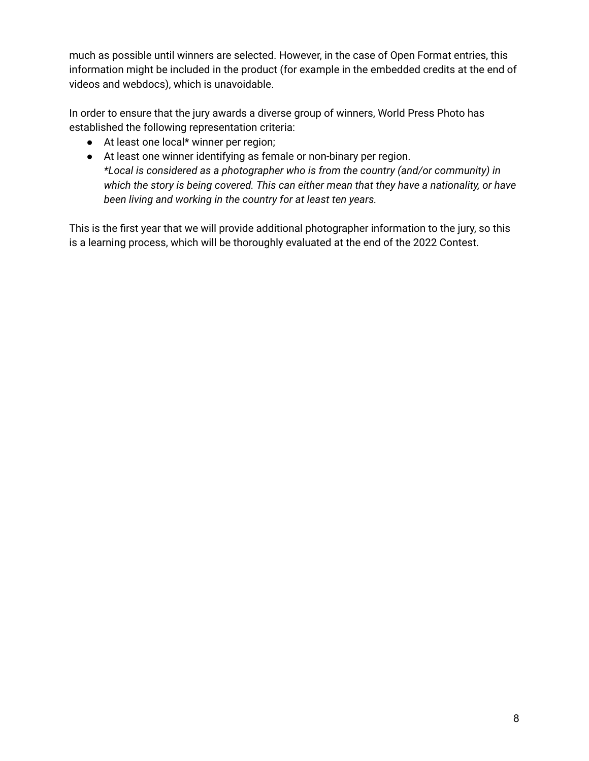much as possible until winners are selected. However, in the case of Open Format entries, this information might be included in the product (for example in the embedded credits at the end of videos and webdocs), which is unavoidable.

In order to ensure that the jury awards a diverse group of winners, World Press Photo has established the following representation criteria:

- At least one local* winner per region;
- At least one winner identifying as female or non-binary per region.
  *\*Local is considered as a photographer who is from the country (and/or community) in which the story is being covered. This can either mean that they have a nationality, or have been living and working in the country for at least ten years.*

This is the first year that we will provide additional photographer information to the jury, so this is a learning process, which will be thoroughly evaluated at the end of the 2022 Contest.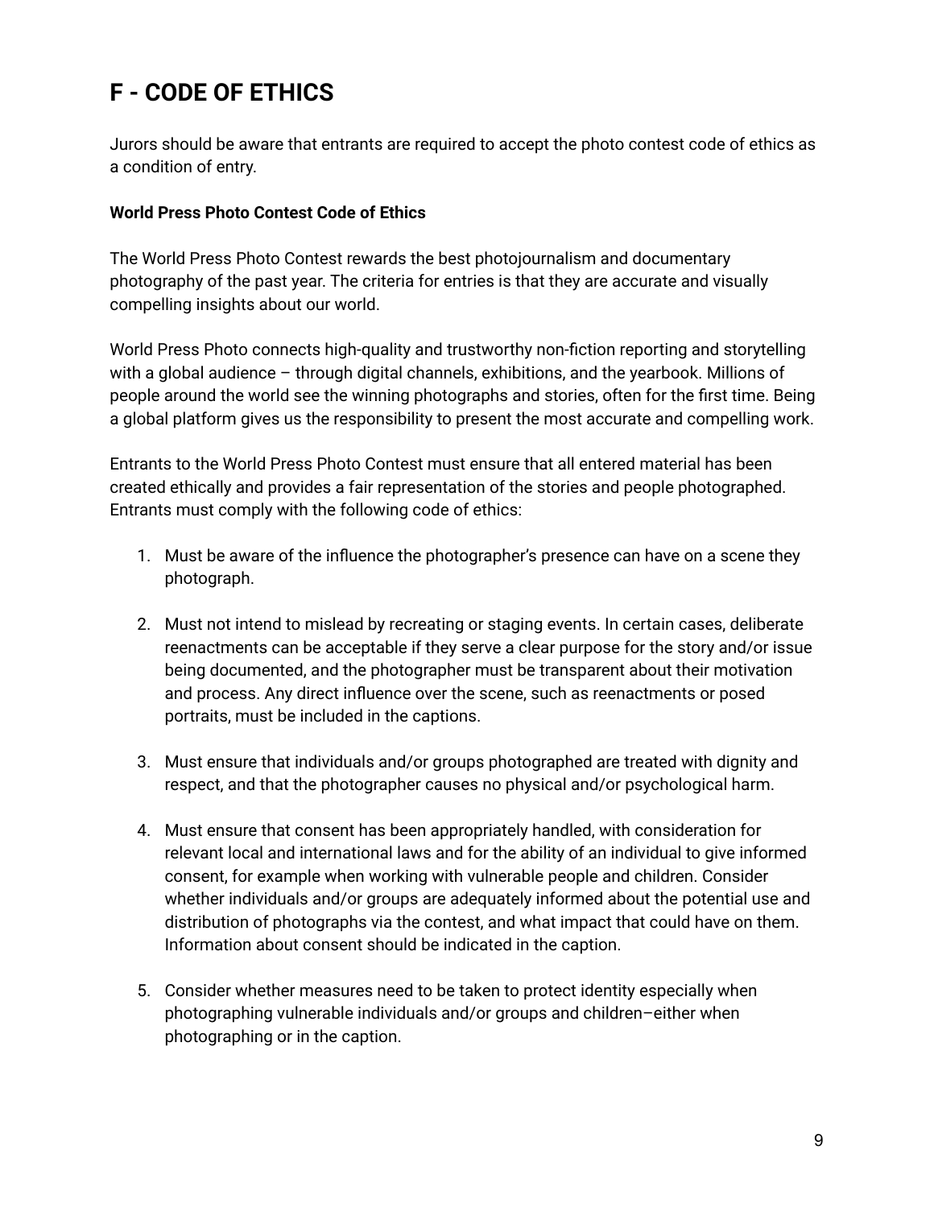# F - CODE OF ETHICS

Jurors should be aware that entrants are required to accept the photo contest code of ethics as a condition of entry.

**World Press Photo Contest Code of Ethics**

The World Press Photo Contest rewards the best photojournalism and documentary photography of the past year. The criteria for entries is that they are accurate and visually compelling insights about our world.

World Press Photo connects high-quality and trustworthy non-fiction reporting and storytelling with a global audience – through digital channels, exhibitions, and the yearbook. Millions of people around the world see the winning photographs and stories, often for the first time. Being a global platform gives us the responsibility to present the most accurate and compelling work.

Entrants to the World Press Photo Contest must ensure that all entered material has been created ethically and provides a fair representation of the stories and people photographed. Entrants must comply with the following code of ethics:

1. Must be aware of the influence the photographer's presence can have on a scene they photograph.

2. Must not intend to mislead by recreating or staging events. In certain cases, deliberate reenactments can be acceptable if they serve a clear purpose for the story and/or issue being documented, and the photographer must be transparent about their motivation and process. Any direct influence over the scene, such as reenactments or posed portraits, must be included in the captions.

3. Must ensure that individuals and/or groups photographed are treated with dignity and respect, and that the photographer causes no physical and/or psychological harm.

4. Must ensure that consent has been appropriately handled, with consideration for relevant local and international laws and for the ability of an individual to give informed consent, for example when working with vulnerable people and children. Consider whether individuals and/or groups are adequately informed about the potential use and distribution of photographs via the contest, and what impact that could have on them. Information about consent should be indicated in the caption.

5. Consider whether measures need to be taken to protect identity especially when photographing vulnerable individuals and/or groups and children–either when photographing or in the caption.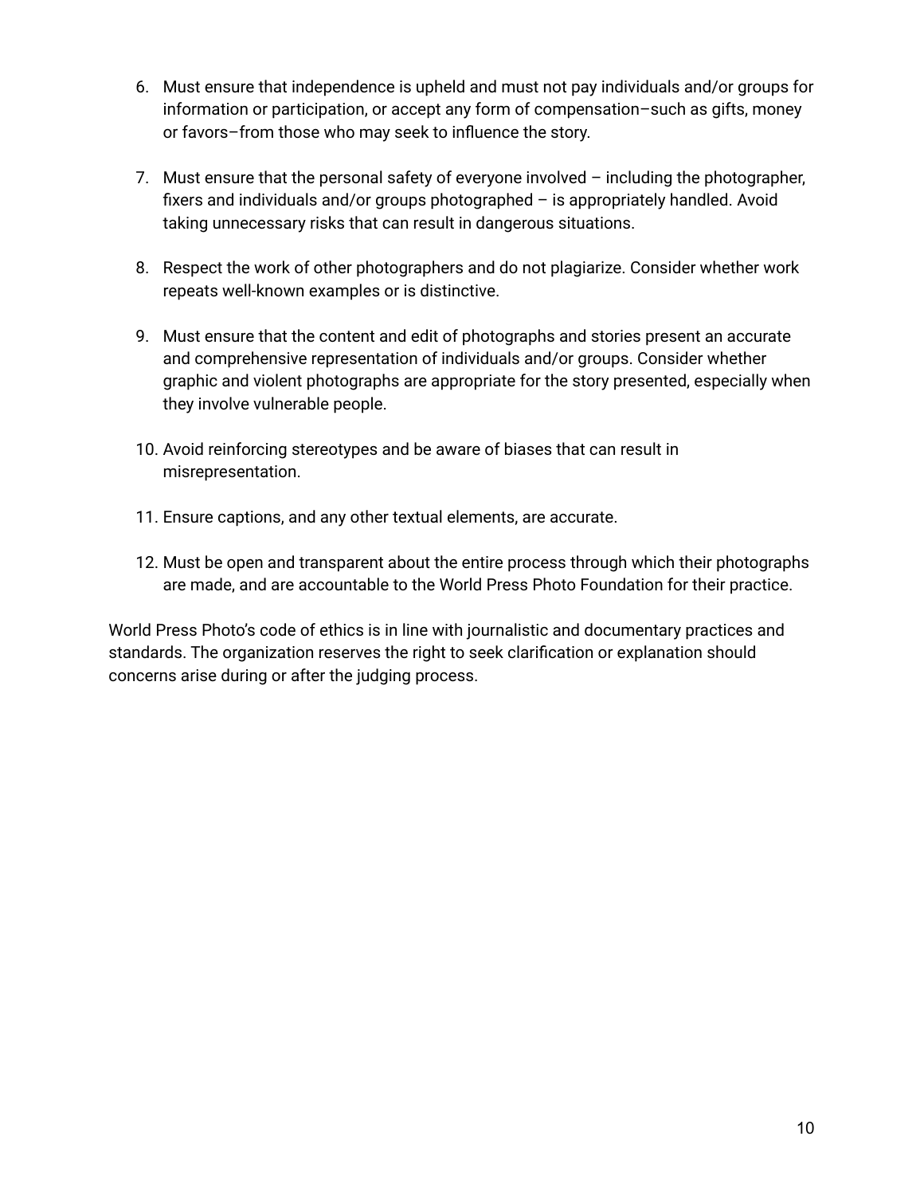6. Must ensure that independence is upheld and must not pay individuals and/or groups for information or participation, or accept any form of compensation–such as gifts, money or favors–from those who may seek to influence the story.

7. Must ensure that the personal safety of everyone involved – including the photographer, fixers and individuals and/or groups photographed – is appropriately handled. Avoid taking unnecessary risks that can result in dangerous situations.

8. Respect the work of other photographers and do not plagiarize. Consider whether work repeats well-known examples or is distinctive.

9. Must ensure that the content and edit of photographs and stories present an accurate and comprehensive representation of individuals and/or groups. Consider whether graphic and violent photographs are appropriate for the story presented, especially when they involve vulnerable people.

10. Avoid reinforcing stereotypes and be aware of biases that can result in misrepresentation.

11. Ensure captions, and any other textual elements, are accurate.

12. Must be open and transparent about the entire process through which their photographs are made, and are accountable to the World Press Photo Foundation for their practice.

World Press Photo's code of ethics is in line with journalistic and documentary practices and standards. The organization reserves the right to seek clarification or explanation should concerns arise during or after the judging process.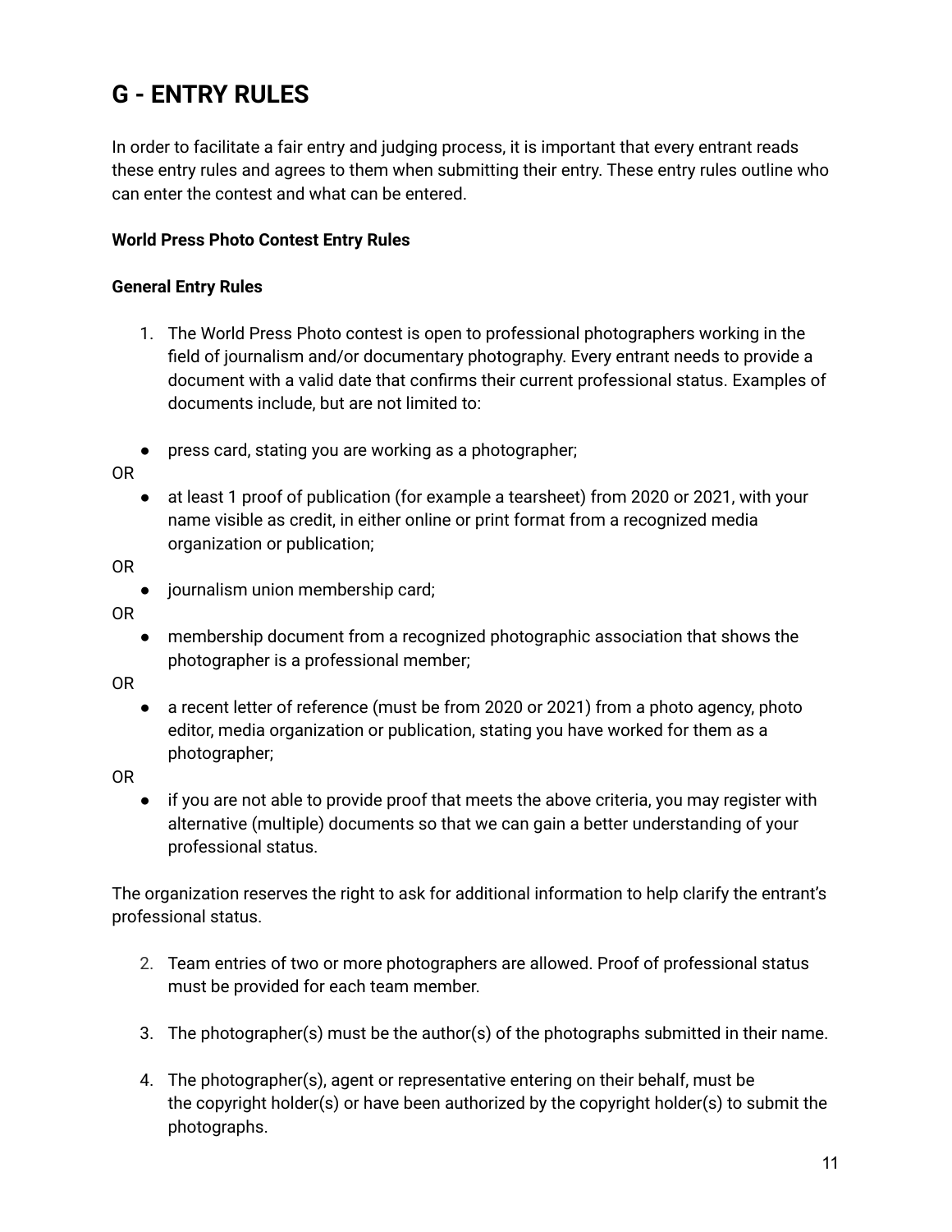# G - ENTRY RULES

In order to facilitate a fair entry and judging process, it is important that every entrant reads these entry rules and agrees to them when submitting their entry. These entry rules outline who can enter the contest and what can be entered.

**World Press Photo Contest Entry Rules**

**General Entry Rules**

1. The World Press Photo contest is open to professional photographers working in the field of journalism and/or documentary photography. Every entrant needs to provide a document with a valid date that confirms their current professional status. Examples of documents include, but are not limited to:

- press card, stating you are working as a photographer;

OR

- at least 1 proof of publication (for example a tearsheet) from 2020 or 2021, with your name visible as credit, in either online or print format from a recognized media organization or publication;

OR

- journalism union membership card;

OR

- membership document from a recognized photographic association that shows the photographer is a professional member;

OR

- a recent letter of reference (must be from 2020 or 2021) from a photo agency, photo editor, media organization or publication, stating you have worked for them as a photographer;

OR

- if you are not able to provide proof that meets the above criteria, you may register with alternative (multiple) documents so that we can gain a better understanding of your professional status.

The organization reserves the right to ask for additional information to help clarify the entrant's professional status.

2. Team entries of two or more photographers are allowed. Proof of professional status must be provided for each team member.

3. The photographer(s) must be the author(s) of the photographs submitted in their name.

4. The photographer(s), agent or representative entering on their behalf, must be the copyright holder(s) or have been authorized by the copyright holder(s) to submit the photographs.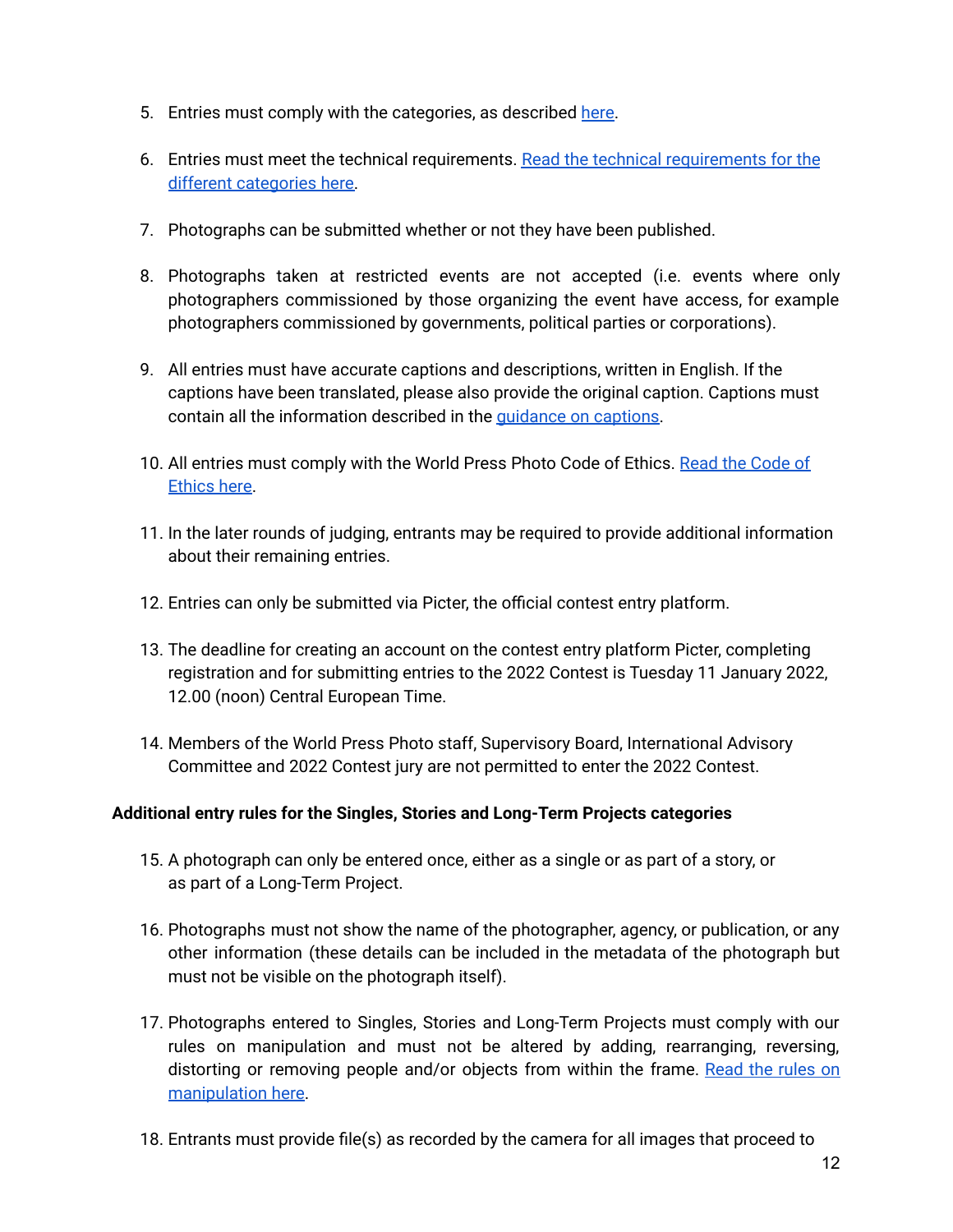5. Entries must comply with the categories, as described [here](#).

6. Entries must meet the technical requirements. [Read the technical requirements for the different categories here](#).

7. Photographs can be submitted whether or not they have been published.

8. Photographs taken at restricted events are not accepted (i.e. events where only photographers commissioned by those organizing the event have access, for example photographers commissioned by governments, political parties or corporations).

9. All entries must have accurate captions and descriptions, written in English. If the captions have been translated, please also provide the original caption. Captions must contain all the information described in the [guidance on captions](#).

10. All entries must comply with the World Press Photo Code of Ethics. [Read the Code of Ethics here](#).

11. In the later rounds of judging, entrants may be required to provide additional information about their remaining entries.

12. Entries can only be submitted via Picter, the official contest entry platform.

13. The deadline for creating an account on the contest entry platform Picter, completing registration and for submitting entries to the 2022 Contest is Tuesday 11 January 2022, 12.00 (noon) Central European Time.

14. Members of the World Press Photo staff, Supervisory Board, International Advisory Committee and 2022 Contest jury are not permitted to enter the 2022 Contest.

**Additional entry rules for the Singles, Stories and Long-Term Projects categories**

15. A photograph can only be entered once, either as a single or as part of a story, or as part of a Long-Term Project.

16. Photographs must not show the name of the photographer, agency, or publication, or any other information (these details can be included in the metadata of the photograph but must not be visible on the photograph itself).

17. Photographs entered to Singles, Stories and Long-Term Projects must comply with our rules on manipulation and must not be altered by adding, rearranging, reversing, distorting or removing people and/or objects from within the frame. [Read the rules on manipulation here](#).

18. Entrants must provide file(s) as recorded by the camera for all images that proceed to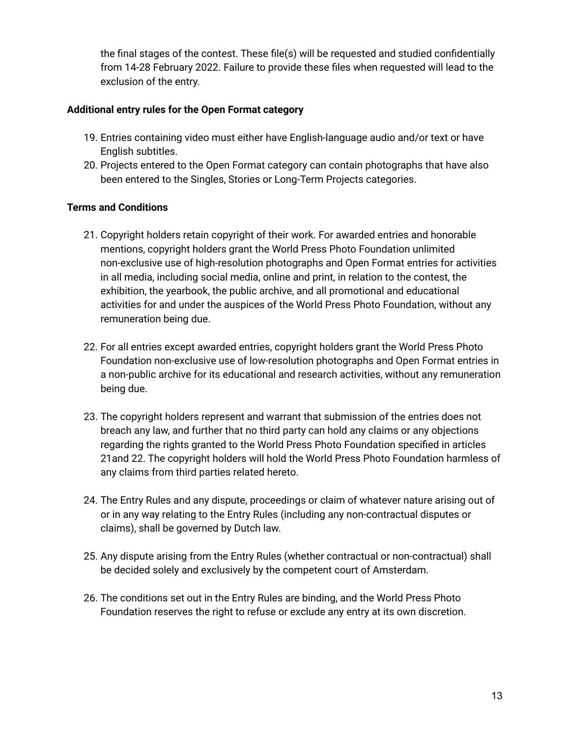the final stages of the contest. These file(s) will be requested and studied confidentially from 14-28 February 2022. Failure to provide these files when requested will lead to the exclusion of the entry.

**Additional entry rules for the Open Format category**

19. Entries containing video must either have English-language audio and/or text or have English subtitles.
20. Projects entered to the Open Format category can contain photographs that have also been entered to the Singles, Stories or Long-Term Projects categories.

**Terms and Conditions**

21. Copyright holders retain copyright of their work. For awarded entries and honorable mentions, copyright holders grant the World Press Photo Foundation unlimited non-exclusive use of high-resolution photographs and Open Format entries for activities in all media, including social media, online and print, in relation to the contest, the exhibition, the yearbook, the public archive, and all promotional and educational activities for and under the auspices of the World Press Photo Foundation, without any remuneration being due.

22. For all entries except awarded entries, copyright holders grant the World Press Photo Foundation non-exclusive use of low-resolution photographs and Open Format entries in a non-public archive for its educational and research activities, without any remuneration being due.

23. The copyright holders represent and warrant that submission of the entries does not breach any law, and further that no third party can hold any claims or any objections regarding the rights granted to the World Press Photo Foundation specified in articles 21and 22. The copyright holders will hold the World Press Photo Foundation harmless of any claims from third parties related hereto.

24. The Entry Rules and any dispute, proceedings or claim of whatever nature arising out of or in any way relating to the Entry Rules (including any non-contractual disputes or claims), shall be governed by Dutch law.

25. Any dispute arising from the Entry Rules (whether contractual or non-contractual) shall be decided solely and exclusively by the competent court of Amsterdam.

26. The conditions set out in the Entry Rules are binding, and the World Press Photo Foundation reserves the right to refuse or exclude any entry at its own discretion.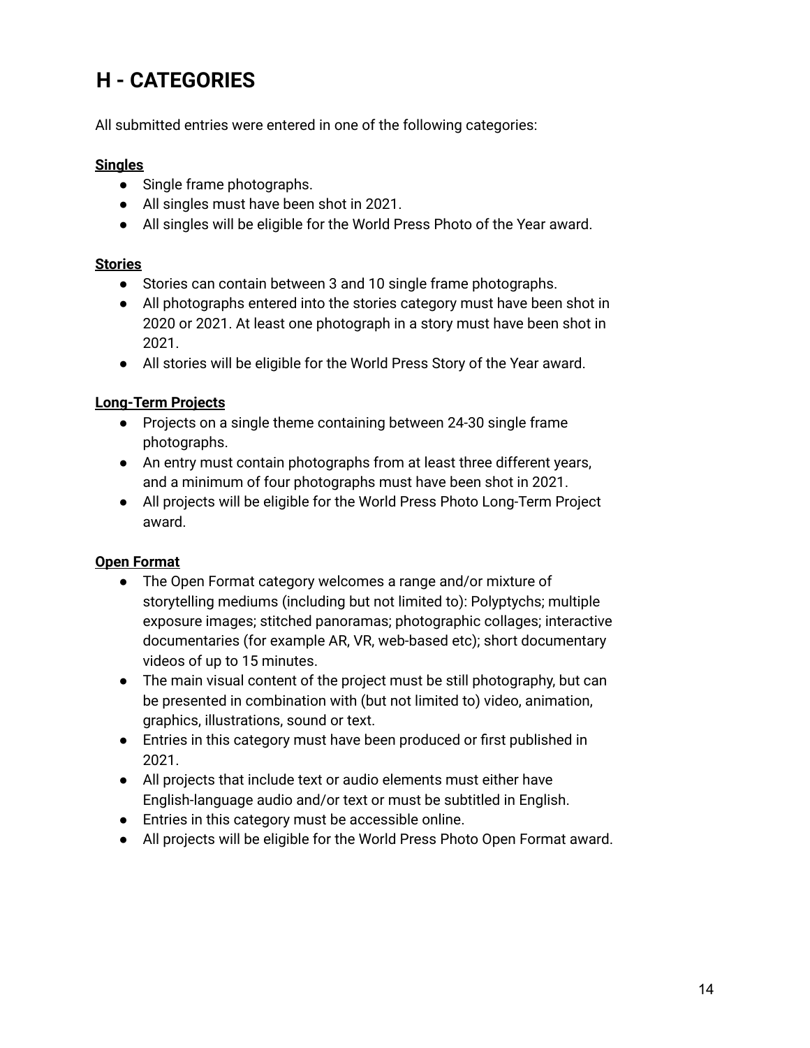## H - CATEGORIES

All submitted entries were entered in one of the following categories:

**Singles**

- Single frame photographs.
- All singles must have been shot in 2021.
- All singles will be eligible for the World Press Photo of the Year award.

**Stories**

- Stories can contain between 3 and 10 single frame photographs.
- All photographs entered into the stories category must have been shot in 2020 or 2021. At least one photograph in a story must have been shot in 2021.
- All stories will be eligible for the World Press Story of the Year award.

**Long-Term Projects**

- Projects on a single theme containing between 24-30 single frame photographs.
- An entry must contain photographs from at least three different years, and a minimum of four photographs must have been shot in 2021.
- All projects will be eligible for the World Press Photo Long-Term Project award.

**Open Format**

- The Open Format category welcomes a range and/or mixture of storytelling mediums (including but not limited to): Polyptychs; multiple exposure images; stitched panoramas; photographic collages; interactive documentaries (for example AR, VR, web-based etc); short documentary videos of up to 15 minutes.
- The main visual content of the project must be still photography, but can be presented in combination with (but not limited to) video, animation, graphics, illustrations, sound or text.
- Entries in this category must have been produced or first published in 2021.
- All projects that include text or audio elements must either have English-language audio and/or text or must be subtitled in English.
- Entries in this category must be accessible online.
- All projects will be eligible for the World Press Photo Open Format award.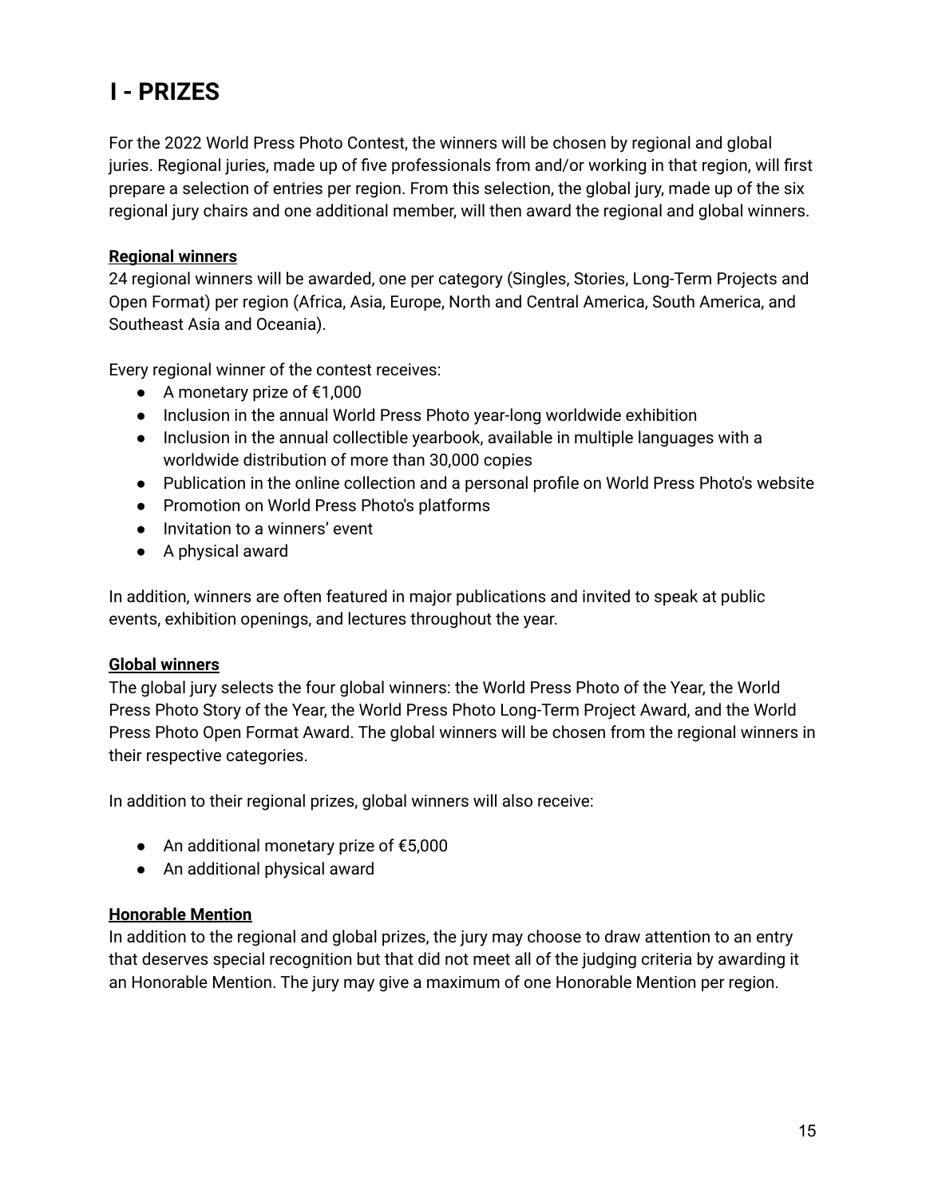# I - PRIZES

For the 2022 World Press Photo Contest, the winners will be chosen by regional and global juries. Regional juries, made up of five professionals from and/or working in that region, will first prepare a selection of entries per region. From this selection, the global jury, made up of the six regional jury chairs and one additional member, will then award the regional and global winners.

**Regional winners**

24 regional winners will be awarded, one per category (Singles, Stories, Long-Term Projects and Open Format) per region (Africa, Asia, Europe, North and Central America, South America, and Southeast Asia and Oceania).

Every regional winner of the contest receives:

- A monetary prize of €1,000
- Inclusion in the annual World Press Photo year-long worldwide exhibition
- Inclusion in the annual collectible yearbook, available in multiple languages with a worldwide distribution of more than 30,000 copies
- Publication in the online collection and a personal profile on World Press Photo's website
- Promotion on World Press Photo's platforms
- Invitation to a winners' event
- A physical award

In addition, winners are often featured in major publications and invited to speak at public events, exhibition openings, and lectures throughout the year.

**Global winners**

The global jury selects the four global winners: the World Press Photo of the Year, the World Press Photo Story of the Year, the World Press Photo Long-Term Project Award, and the World Press Photo Open Format Award. The global winners will be chosen from the regional winners in their respective categories.

In addition to their regional prizes, global winners will also receive:

- An additional monetary prize of €5,000
- An additional physical award

**Honorable Mention**

In addition to the regional and global prizes, the jury may choose to draw attention to an entry that deserves special recognition but that did not meet all of the judging criteria by awarding it an Honorable Mention. The jury may give a maximum of one Honorable Mention per region.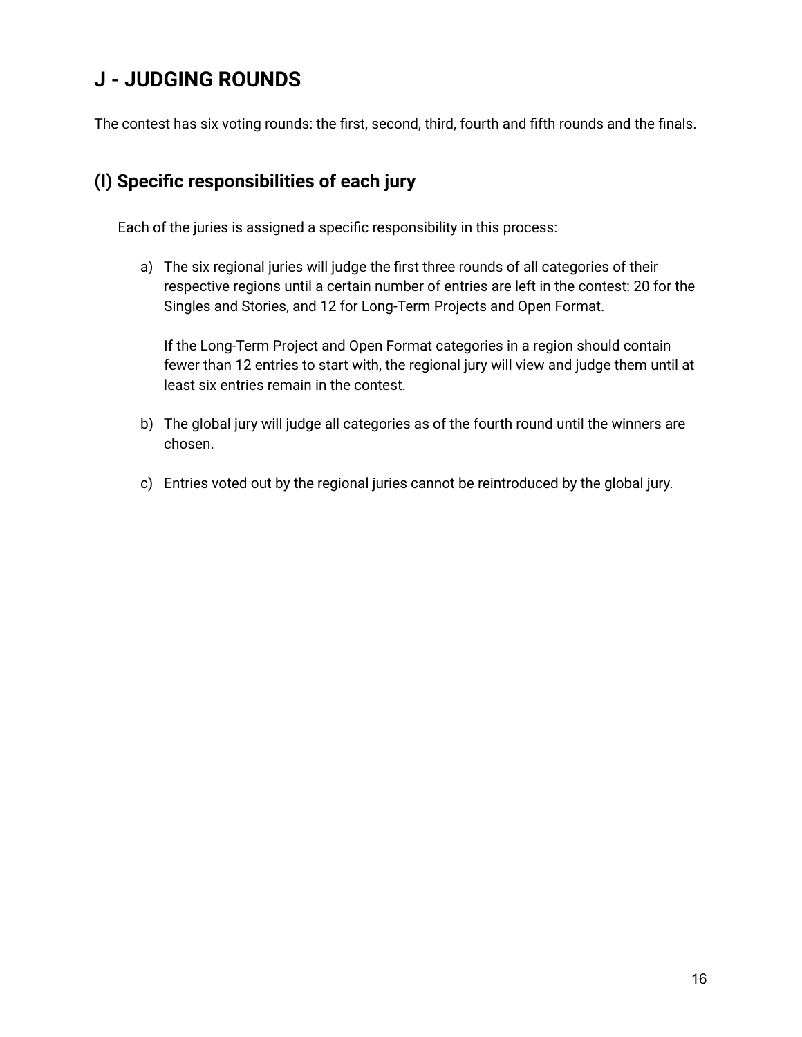## J - JUDGING ROUNDS

The contest has six voting rounds: the first, second, third, fourth and fifth rounds and the finals.

### (I) Specific responsibilities of each jury

Each of the juries is assigned a specific responsibility in this process:

a) The six regional juries will judge the first three rounds of all categories of their respective regions until a certain number of entries are left in the contest: 20 for the Singles and Stories, and 12 for Long-Term Projects and Open Format.

   If the Long-Term Project and Open Format categories in a region should contain fewer than 12 entries to start with, the regional jury will view and judge them until at least six entries remain in the contest.

b) The global jury will judge all categories as of the fourth round until the winners are chosen.

c) Entries voted out by the regional juries cannot be reintroduced by the global jury.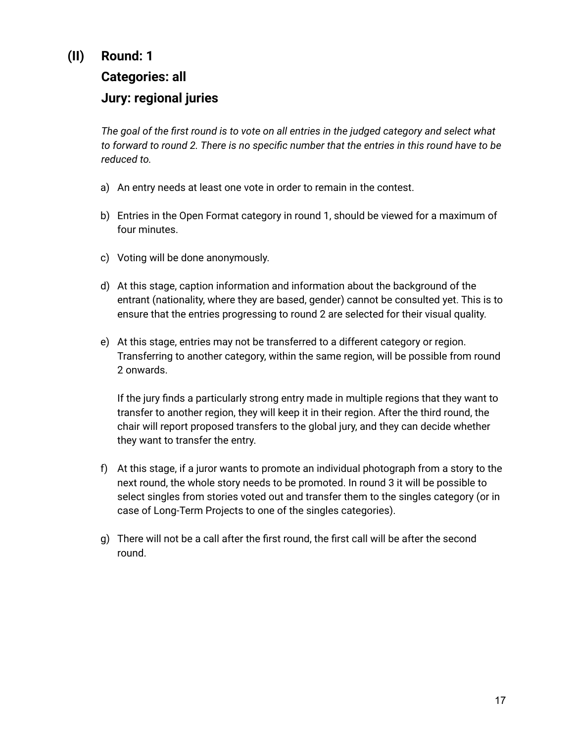## (II) Round: 1
## Categories: all
## Jury: regional juries

*The goal of the first round is to vote on all entries in the judged category and select what to forward to round 2. There is no specific number that the entries in this round have to be reduced to.*

a) An entry needs at least one vote in order to remain in the contest.

b) Entries in the Open Format category in round 1, should be viewed for a maximum of four minutes.

c) Voting will be done anonymously.

d) At this stage, caption information and information about the background of the entrant (nationality, where they are based, gender) cannot be consulted yet. This is to ensure that the entries progressing to round 2 are selected for their visual quality.

e) At this stage, entries may not be transferred to a different category or region. Transferring to another category, within the same region, will be possible from round 2 onwards.

   If the jury finds a particularly strong entry made in multiple regions that they want to transfer to another region, they will keep it in their region. After the third round, the chair will report proposed transfers to the global jury, and they can decide whether they want to transfer the entry.

f) At this stage, if a juror wants to promote an individual photograph from a story to the next round, the whole story needs to be promoted. In round 3 it will be possible to select singles from stories voted out and transfer them to the singles category (or in case of Long-Term Projects to one of the singles categories).

g) There will not be a call after the first round, the first call will be after the second round.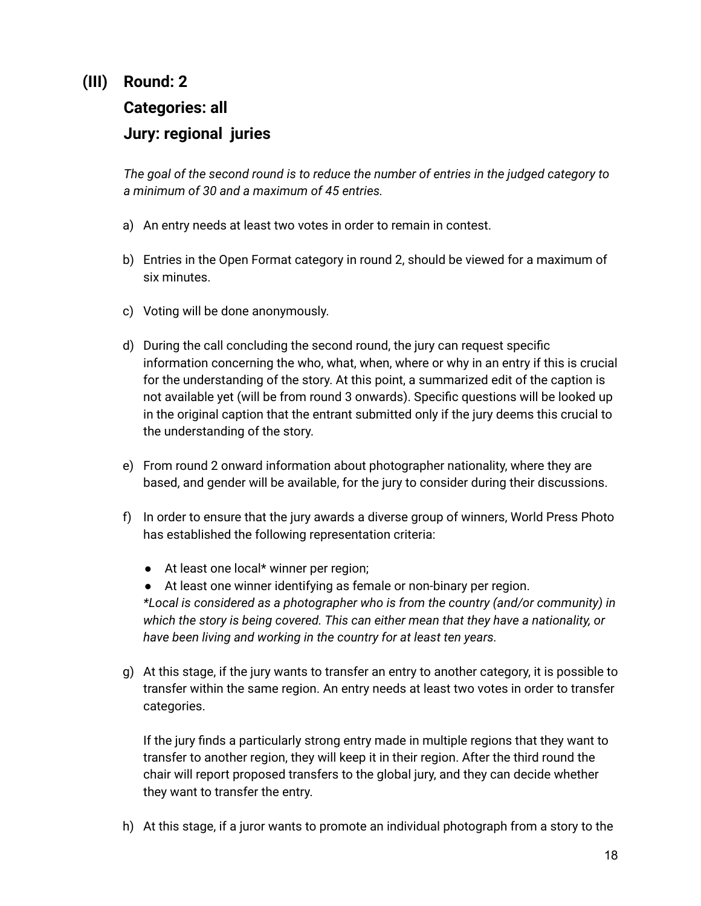## (III) Round: 2

## Categories: all

## Jury: regional juries

*The goal of the second round is to reduce the number of entries in the judged category to a minimum of 30 and a maximum of 45 entries.*

a) An entry needs at least two votes in order to remain in contest.

b) Entries in the Open Format category in round 2, should be viewed for a maximum of six minutes.

c) Voting will be done anonymously.

d) During the call concluding the second round, the jury can request specific information concerning the who, what, when, where or why in an entry if this is crucial for the understanding of the story. At this point, a summarized edit of the caption is not available yet (will be from round 3 onwards). Specific questions will be looked up in the original caption that the entrant submitted only if the jury deems this crucial to the understanding of the story.

e) From round 2 onward information about photographer nationality, where they are based, and gender will be available, for the jury to consider during their discussions.

f) In order to ensure that the jury awards a diverse group of winners, World Press Photo has established the following representation criteria:

   - At least one local* winner per region;
   - At least one winner identifying as female or non-binary per region.

   **Local is considered as a photographer who is from the country (and/or community) in which the story is being covered. This can either mean that they have a nationality, or have been living and working in the country for at least ten years.*

g) At this stage, if the jury wants to transfer an entry to another category, it is possible to transfer within the same region. An entry needs at least two votes in order to transfer categories.

   If the jury finds a particularly strong entry made in multiple regions that they want to transfer to another region, they will keep it in their region. After the third round the chair will report proposed transfers to the global jury, and they can decide whether they want to transfer the entry.

h) At this stage, if a juror wants to promote an individual photograph from a story to the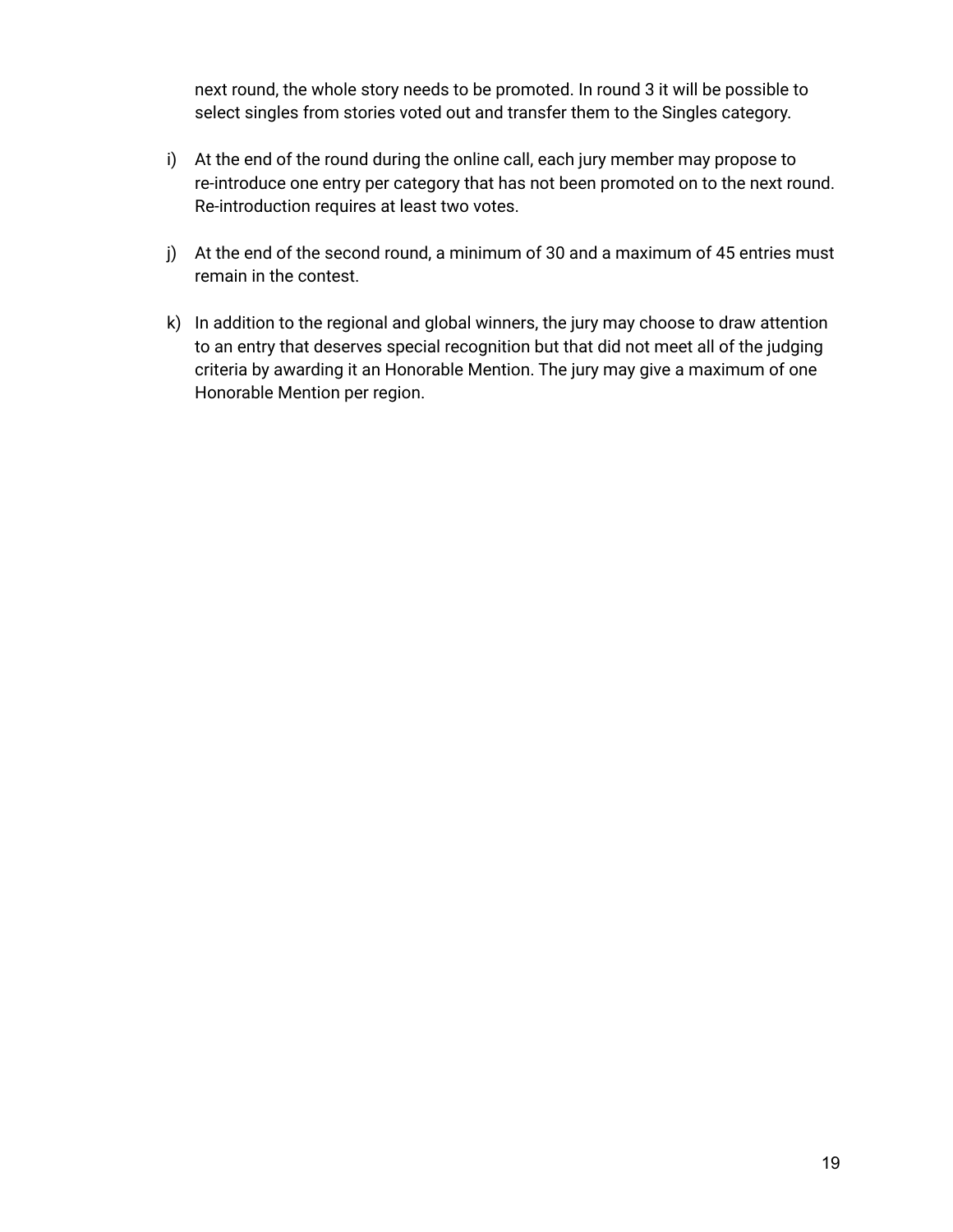next round, the whole story needs to be promoted. In round 3 it will be possible to select singles from stories voted out and transfer them to the Singles category.

i) At the end of the round during the online call, each jury member may propose to re-introduce one entry per category that has not been promoted on to the next round. Re-introduction requires at least two votes.

j) At the end of the second round, a minimum of 30 and a maximum of 45 entries must remain in the contest.

k) In addition to the regional and global winners, the jury may choose to draw attention to an entry that deserves special recognition but that did not meet all of the judging criteria by awarding it an Honorable Mention. The jury may give a maximum of one Honorable Mention per region.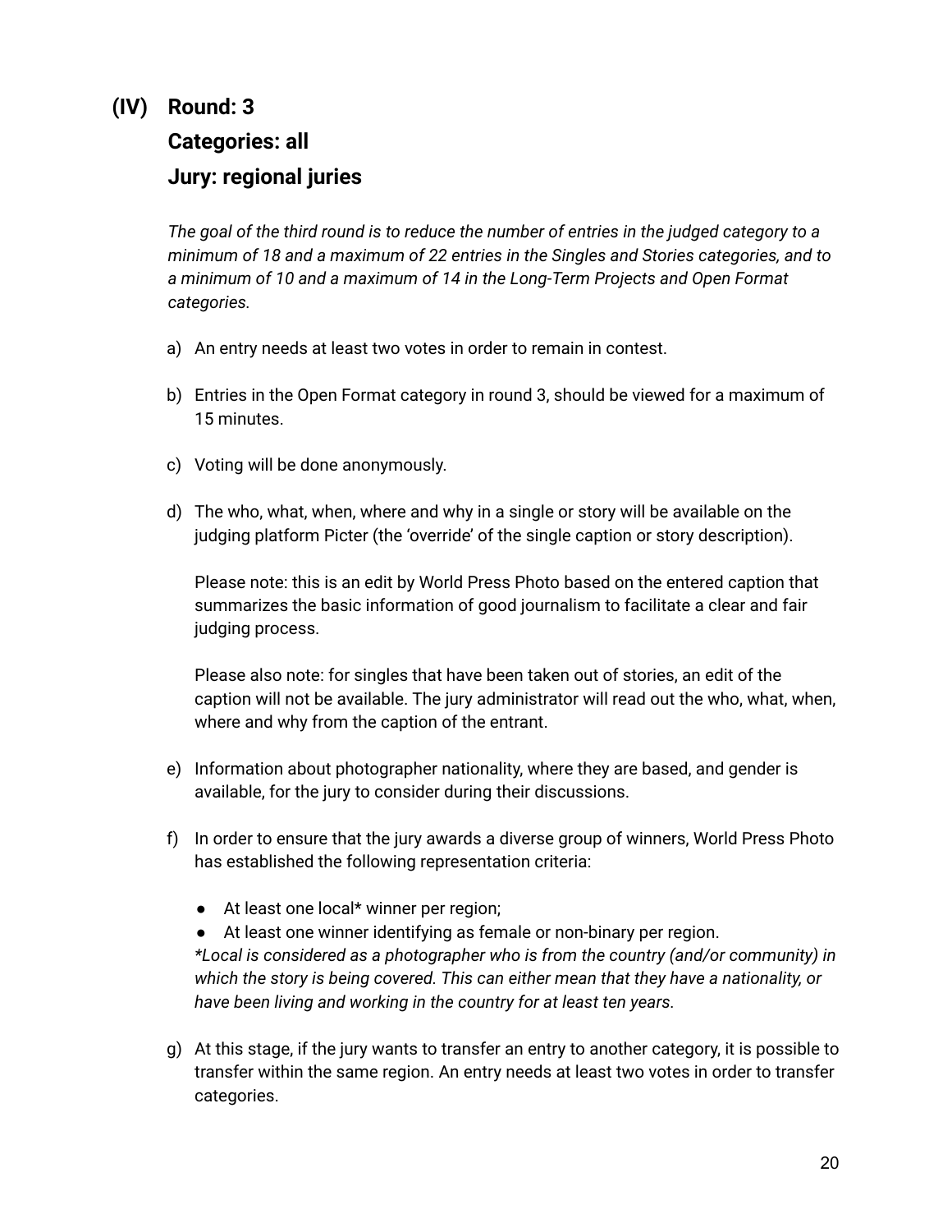## (IV) Round: 3
## Categories: all
## Jury: regional juries

*The goal of the third round is to reduce the number of entries in the judged category to a minimum of 18 and a maximum of 22 entries in the Singles and Stories categories, and to a minimum of 10 and a maximum of 14 in the Long-Term Projects and Open Format categories.*

a) An entry needs at least two votes in order to remain in contest.

b) Entries in the Open Format category in round 3, should be viewed for a maximum of 15 minutes.

c) Voting will be done anonymously.

d) The who, what, when, where and why in a single or story will be available on the judging platform Picter (the 'override' of the single caption or story description).

   Please note: this is an edit by World Press Photo based on the entered caption that summarizes the basic information of good journalism to facilitate a clear and fair judging process.

   Please also note: for singles that have been taken out of stories, an edit of the caption will not be available. The jury administrator will read out the who, what, when, where and why from the caption of the entrant.

e) Information about photographer nationality, where they are based, and gender is available, for the jury to consider during their discussions.

f) In order to ensure that the jury awards a diverse group of winners, World Press Photo has established the following representation criteria:

   - At least one local* winner per region;
   - At least one winner identifying as female or non-binary per region.

   **Local is considered as a photographer who is from the country (and/or community) in which the story is being covered. This can either mean that they have a nationality, or have been living and working in the country for at least ten years.*

g) At this stage, if the jury wants to transfer an entry to another category, it is possible to transfer within the same region. An entry needs at least two votes in order to transfer categories.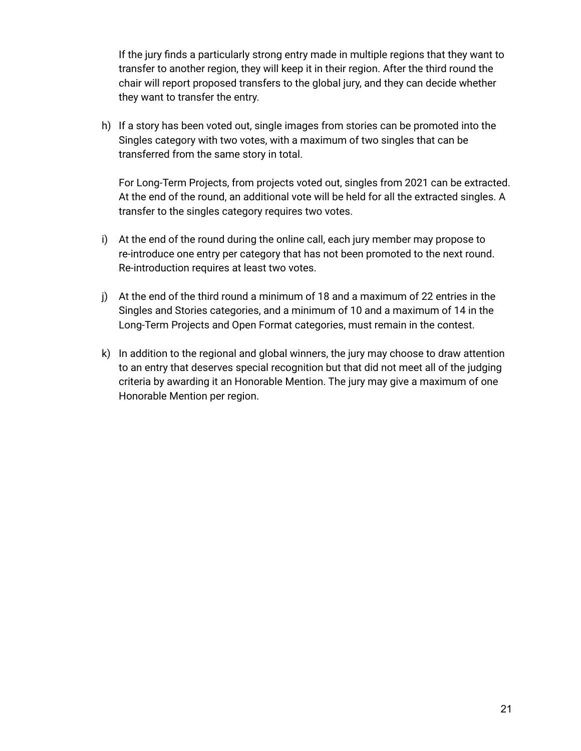If the jury finds a particularly strong entry made in multiple regions that they want to transfer to another region, they will keep it in their region. After the third round the chair will report proposed transfers to the global jury, and they can decide whether they want to transfer the entry.

h) If a story has been voted out, single images from stories can be promoted into the Singles category with two votes, with a maximum of two singles that can be transferred from the same story in total.

   For Long-Term Projects, from projects voted out, singles from 2021 can be extracted. At the end of the round, an additional vote will be held for all the extracted singles. A transfer to the singles category requires two votes.

i) At the end of the round during the online call, each jury member may propose to re-introduce one entry per category that has not been promoted to the next round. Re-introduction requires at least two votes.

j) At the end of the third round a minimum of 18 and a maximum of 22 entries in the Singles and Stories categories, and a minimum of 10 and a maximum of 14 in the Long-Term Projects and Open Format categories, must remain in the contest.

k) In addition to the regional and global winners, the jury may choose to draw attention to an entry that deserves special recognition but that did not meet all of the judging criteria by awarding it an Honorable Mention. The jury may give a maximum of one Honorable Mention per region.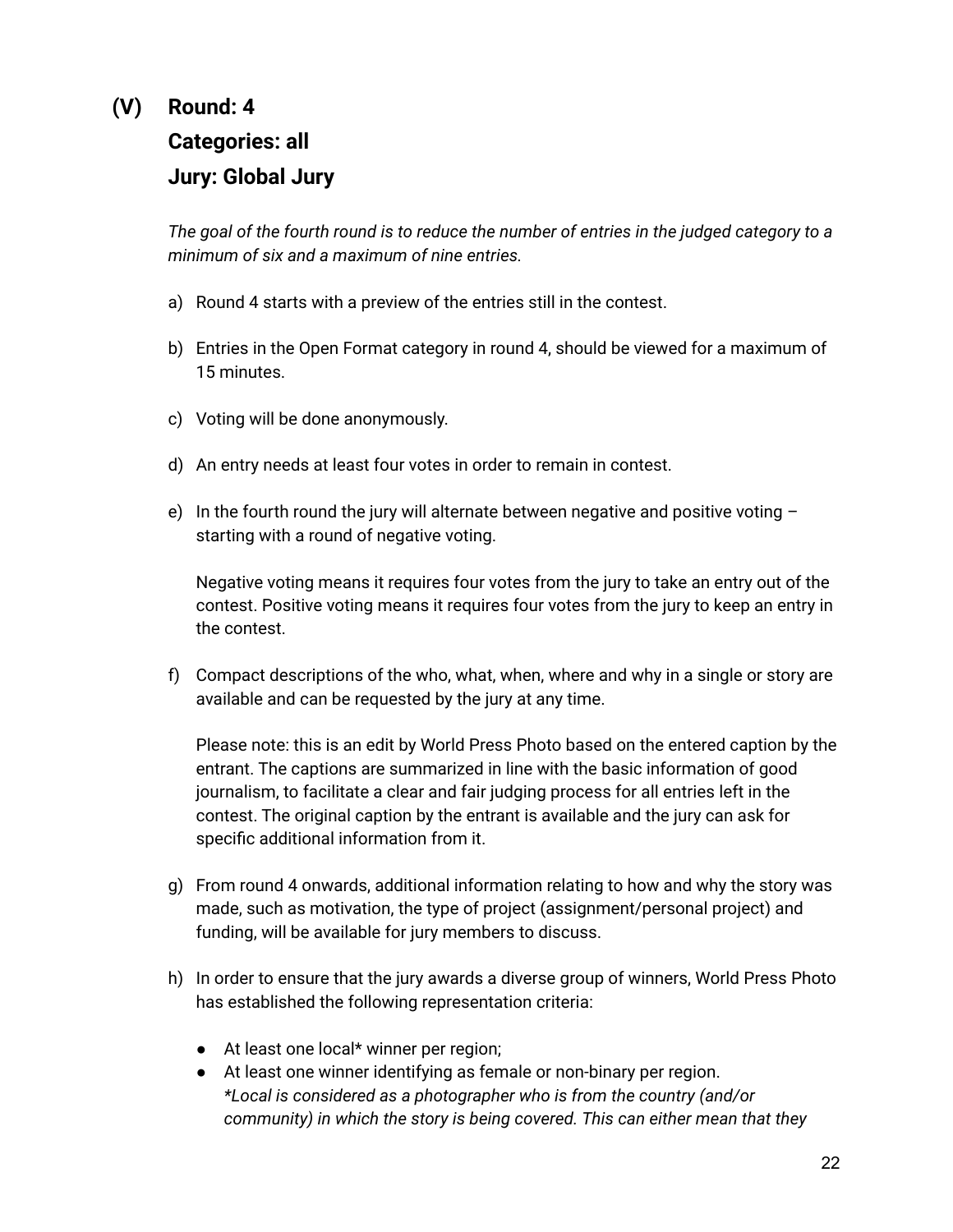## (V) Round: 4
## Categories: all
## Jury: Global Jury

*The goal of the fourth round is to reduce the number of entries in the judged category to a minimum of six and a maximum of nine entries.*

a) Round 4 starts with a preview of the entries still in the contest.

b) Entries in the Open Format category in round 4, should be viewed for a maximum of 15 minutes.

c) Voting will be done anonymously.

d) An entry needs at least four votes in order to remain in contest.

e) In the fourth round the jury will alternate between negative and positive voting – starting with a round of negative voting.

   Negative voting means it requires four votes from the jury to take an entry out of the contest. Positive voting means it requires four votes from the jury to keep an entry in the contest.

f) Compact descriptions of the who, what, when, where and why in a single or story are available and can be requested by the jury at any time.

   Please note: this is an edit by World Press Photo based on the entered caption by the entrant. The captions are summarized in line with the basic information of good journalism, to facilitate a clear and fair judging process for all entries left in the contest. The original caption by the entrant is available and the jury can ask for specific additional information from it.

g) From round 4 onwards, additional information relating to how and why the story was made, such as motivation, the type of project (assignment/personal project) and funding, will be available for jury members to discuss.

h) In order to ensure that the jury awards a diverse group of winners, World Press Photo has established the following representation criteria:

   - At least one local* winner per region;
   - At least one winner identifying as female or non-binary per region.
     **Local is considered as a photographer who is from the country (and/or community) in which the story is being covered. This can either mean that they*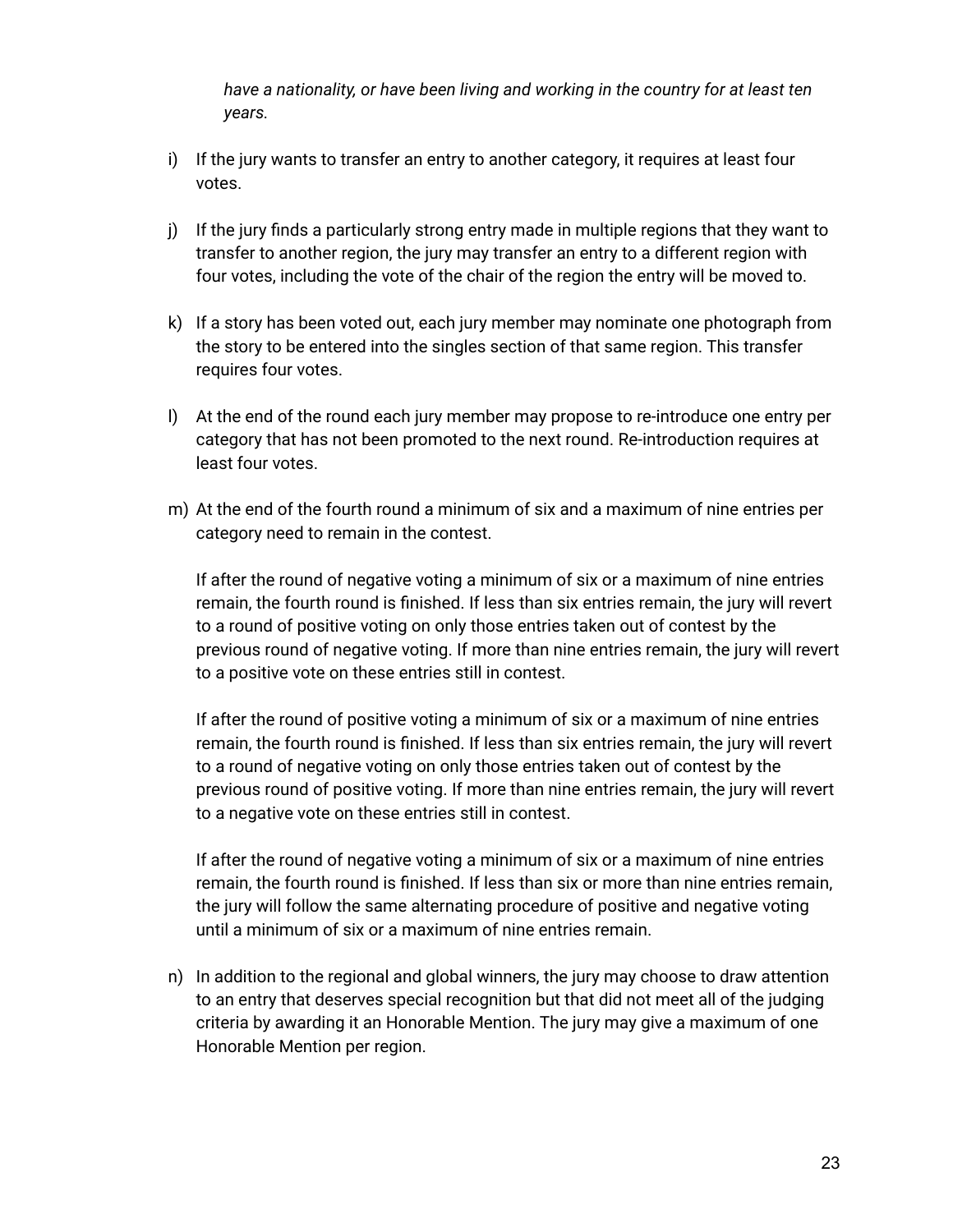*have a nationality, or have been living and working in the country for at least ten years.*

i) If the jury wants to transfer an entry to another category, it requires at least four votes.

j) If the jury finds a particularly strong entry made in multiple regions that they want to transfer to another region, the jury may transfer an entry to a different region with four votes, including the vote of the chair of the region the entry will be moved to.

k) If a story has been voted out, each jury member may nominate one photograph from the story to be entered into the singles section of that same region. This transfer requires four votes.

l) At the end of the round each jury member may propose to re-introduce one entry per category that has not been promoted to the next round. Re-introduction requires at least four votes.

m) At the end of the fourth round a minimum of six and a maximum of nine entries per category need to remain in the contest.

   If after the round of negative voting a minimum of six or a maximum of nine entries remain, the fourth round is finished. If less than six entries remain, the jury will revert to a round of positive voting on only those entries taken out of contest by the previous round of negative voting. If more than nine entries remain, the jury will revert to a positive vote on these entries still in contest.

   If after the round of positive voting a minimum of six or a maximum of nine entries remain, the fourth round is finished. If less than six entries remain, the jury will revert to a round of negative voting on only those entries taken out of contest by the previous round of positive voting. If more than nine entries remain, the jury will revert to a negative vote on these entries still in contest.

   If after the round of negative voting a minimum of six or a maximum of nine entries remain, the fourth round is finished. If less than six or more than nine entries remain, the jury will follow the same alternating procedure of positive and negative voting until a minimum of six or a maximum of nine entries remain.

n) In addition to the regional and global winners, the jury may choose to draw attention to an entry that deserves special recognition but that did not meet all of the judging criteria by awarding it an Honorable Mention. The jury may give a maximum of one Honorable Mention per region.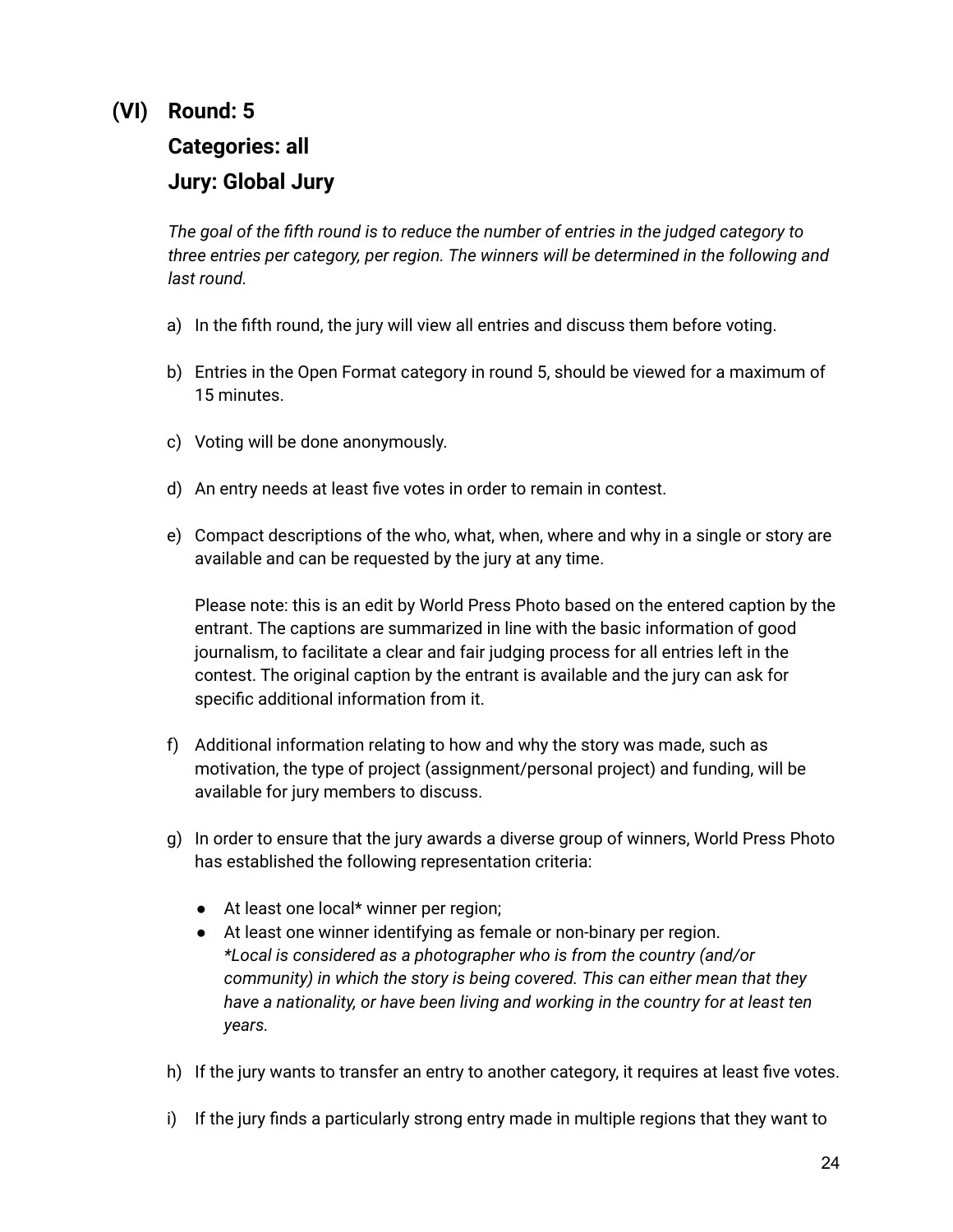## (VI) Round: 5

### Categories: all

### Jury: Global Jury

*The goal of the fifth round is to reduce the number of entries in the judged category to three entries per category, per region. The winners will be determined in the following and last round.*

a) In the fifth round, the jury will view all entries and discuss them before voting.

b) Entries in the Open Format category in round 5, should be viewed for a maximum of 15 minutes.

c) Voting will be done anonymously.

d) An entry needs at least five votes in order to remain in contest.

e) Compact descriptions of the who, what, when, where and why in a single or story are available and can be requested by the jury at any time.

   Please note: this is an edit by World Press Photo based on the entered caption by the entrant. The captions are summarized in line with the basic information of good journalism, to facilitate a clear and fair judging process for all entries left in the contest. The original caption by the entrant is available and the jury can ask for specific additional information from it.

f) Additional information relating to how and why the story was made, such as motivation, the type of project (assignment/personal project) and funding, will be available for jury members to discuss.

g) In order to ensure that the jury awards a diverse group of winners, World Press Photo has established the following representation criteria:

   - At least one local* winner per region;
   - At least one winner identifying as female or non-binary per region.
     *\*Local is considered as a photographer who is from the country (and/or community) in which the story is being covered. This can either mean that they have a nationality, or have been living and working in the country for at least ten years.*

h) If the jury wants to transfer an entry to another category, it requires at least five votes.

i) If the jury finds a particularly strong entry made in multiple regions that they want to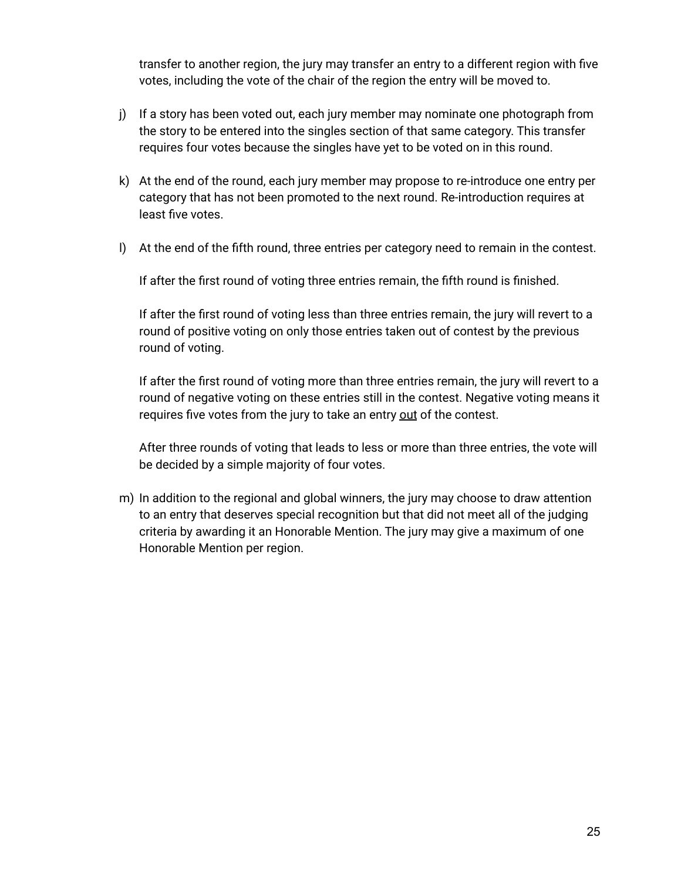transfer to another region, the jury may transfer an entry to a different region with five votes, including the vote of the chair of the region the entry will be moved to.

j) If a story has been voted out, each jury member may nominate one photograph from the story to be entered into the singles section of that same category. This transfer requires four votes because the singles have yet to be voted on in this round.

k) At the end of the round, each jury member may propose to re-introduce one entry per category that has not been promoted to the next round. Re-introduction requires at least five votes.

l) At the end of the fifth round, three entries per category need to remain in the contest.

   If after the first round of voting three entries remain, the fifth round is finished.

   If after the first round of voting less than three entries remain, the jury will revert to a round of positive voting on only those entries taken out of contest by the previous round of voting.

   If after the first round of voting more than three entries remain, the jury will revert to a round of negative voting on these entries still in the contest. Negative voting means it requires five votes from the jury to take an entry <u>out</u> of the contest.

   After three rounds of voting that leads to less or more than three entries, the vote will be decided by a simple majority of four votes.

m) In addition to the regional and global winners, the jury may choose to draw attention to an entry that deserves special recognition but that did not meet all of the judging criteria by awarding it an Honorable Mention. The jury may give a maximum of one Honorable Mention per region.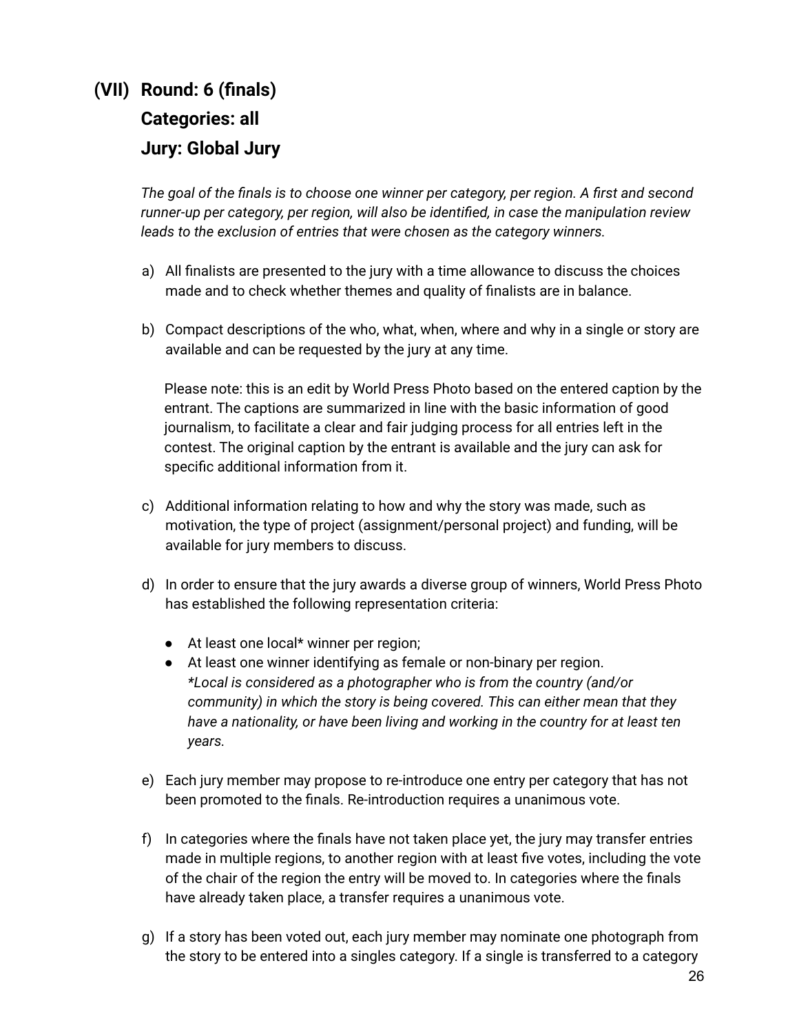## (VII) Round: 6 (finals)
## Categories: all
## Jury: Global Jury

*The goal of the finals is to choose one winner per category, per region. A first and second runner-up per category, per region, will also be identified, in case the manipulation review leads to the exclusion of entries that were chosen as the category winners.*

a) All finalists are presented to the jury with a time allowance to discuss the choices made and to check whether themes and quality of finalists are in balance.

b) Compact descriptions of the who, what, when, where and why in a single or story are available and can be requested by the jury at any time.

   Please note: this is an edit by World Press Photo based on the entered caption by the entrant. The captions are summarized in line with the basic information of good journalism, to facilitate a clear and fair judging process for all entries left in the contest. The original caption by the entrant is available and the jury can ask for specific additional information from it.

c) Additional information relating to how and why the story was made, such as motivation, the type of project (assignment/personal project) and funding, will be available for jury members to discuss.

d) In order to ensure that the jury awards a diverse group of winners, World Press Photo has established the following representation criteria:

   - At least one local* winner per region;
   - At least one winner identifying as female or non-binary per region.
     *\*Local is considered as a photographer who is from the country (and/or community) in which the story is being covered. This can either mean that they have a nationality, or have been living and working in the country for at least ten years.*

e) Each jury member may propose to re-introduce one entry per category that has not been promoted to the finals. Re-introduction requires a unanimous vote.

f) In categories where the finals have not taken place yet, the jury may transfer entries made in multiple regions, to another region with at least five votes, including the vote of the chair of the region the entry will be moved to. In categories where the finals have already taken place, a transfer requires a unanimous vote.

g) If a story has been voted out, each jury member may nominate one photograph from the story to be entered into a singles category. If a single is transferred to a category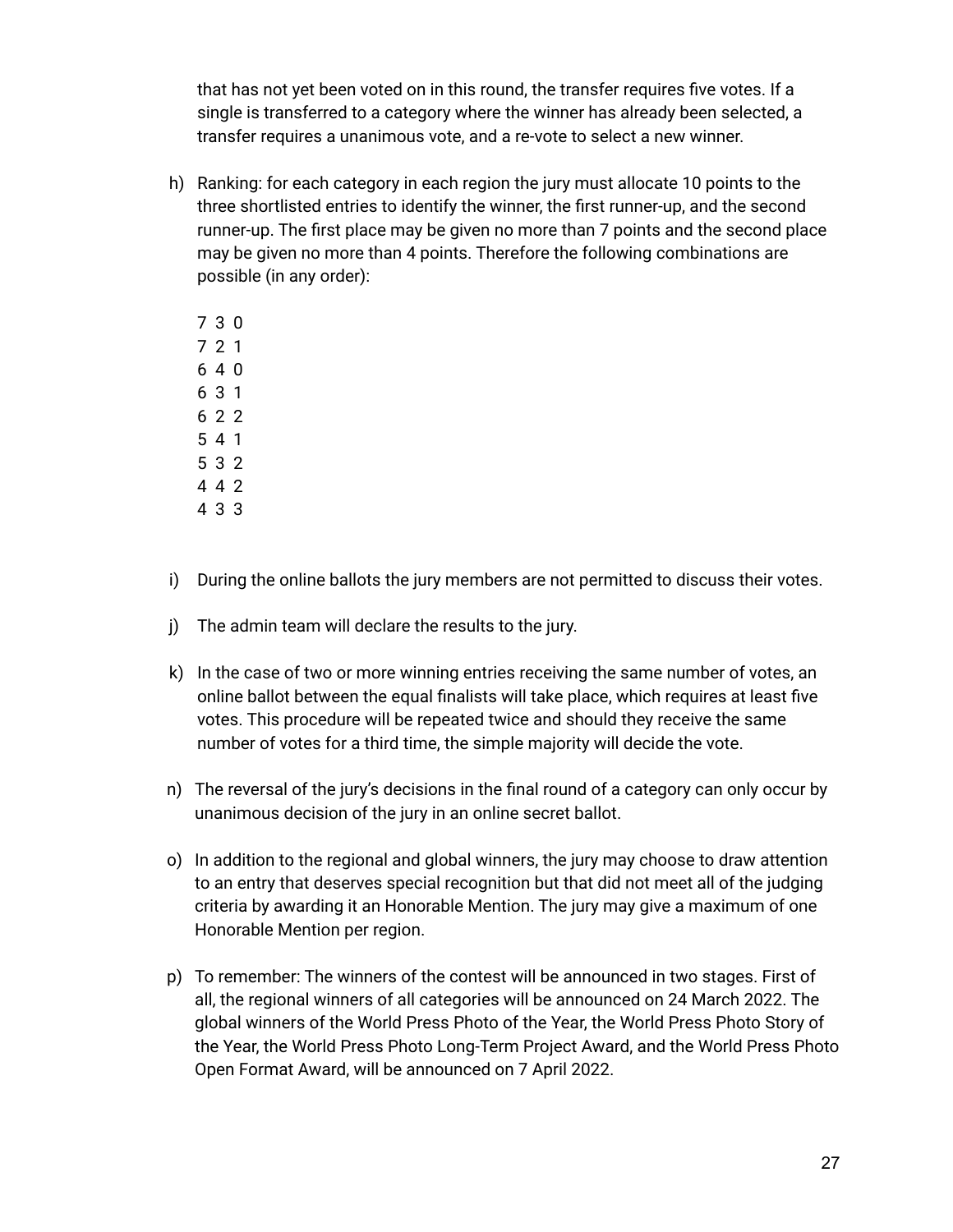that has not yet been voted on in this round, the transfer requires five votes. If a single is transferred to a category where the winner has already been selected, a transfer requires a unanimous vote, and a re-vote to select a new winner.

h) Ranking: for each category in each region the jury must allocate 10 points to the three shortlisted entries to identify the winner, the first runner-up, and the second runner-up. The first place may be given no more than 7 points and the second place may be given no more than 4 points. Therefore the following combinations are possible (in any order):

   7 3 0
   7 2 1
   6 4 0
   6 3 1
   6 2 2
   5 4 1
   5 3 2
   4 4 2
   4 3 3

i) During the online ballots the jury members are not permitted to discuss their votes.

j) The admin team will declare the results to the jury.

k) In the case of two or more winning entries receiving the same number of votes, an online ballot between the equal finalists will take place, which requires at least five votes. This procedure will be repeated twice and should they receive the same number of votes for a third time, the simple majority will decide the vote.

n) The reversal of the jury's decisions in the final round of a category can only occur by unanimous decision of the jury in an online secret ballot.

o) In addition to the regional and global winners, the jury may choose to draw attention to an entry that deserves special recognition but that did not meet all of the judging criteria by awarding it an Honorable Mention. The jury may give a maximum of one Honorable Mention per region.

p) To remember: The winners of the contest will be announced in two stages. First of all, the regional winners of all categories will be announced on 24 March 2022. The global winners of the World Press Photo of the Year, the World Press Photo Story of the Year, the World Press Photo Long-Term Project Award, and the World Press Photo Open Format Award, will be announced on 7 April 2022.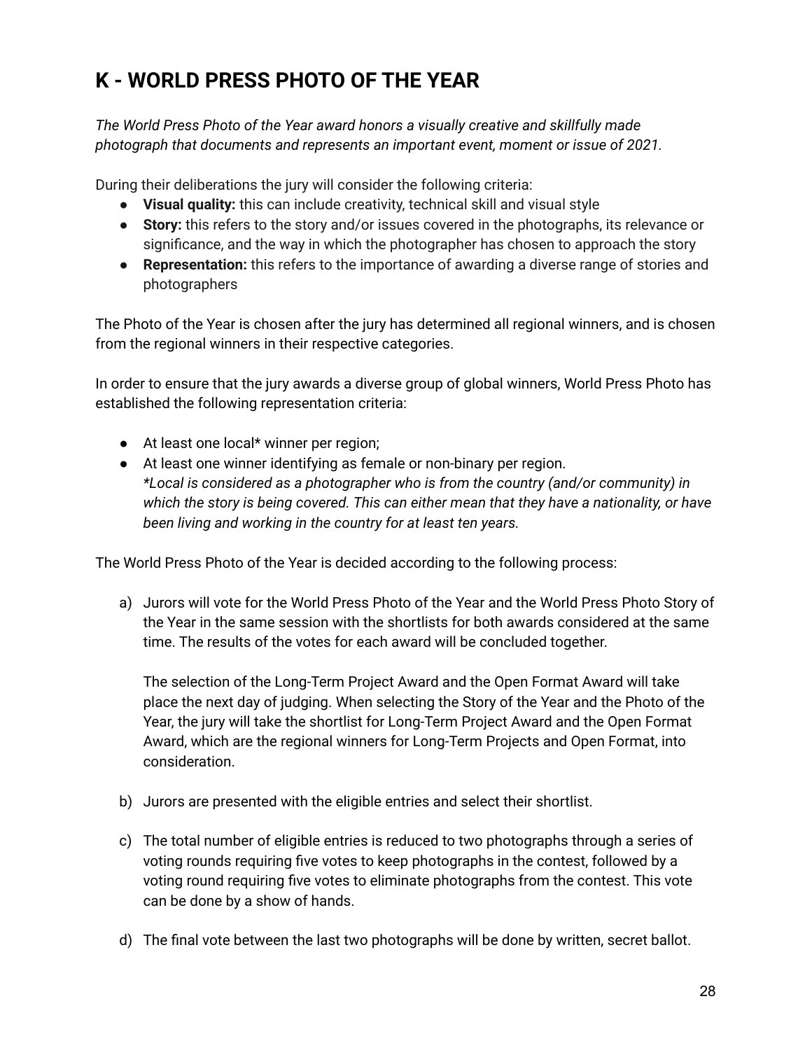## K - WORLD PRESS PHOTO OF THE YEAR

*The World Press Photo of the Year award honors a visually creative and skillfully made photograph that documents and represents an important event, moment or issue of 2021.*

During their deliberations the jury will consider the following criteria:

- **Visual quality:** this can include creativity, technical skill and visual style
- **Story:** this refers to the story and/or issues covered in the photographs, its relevance or significance, and the way in which the photographer has chosen to approach the story
- **Representation:** this refers to the importance of awarding a diverse range of stories and photographers

The Photo of the Year is chosen after the jury has determined all regional winners, and is chosen from the regional winners in their respective categories.

In order to ensure that the jury awards a diverse group of global winners, World Press Photo has established the following representation criteria:

- At least one local* winner per region;
- At least one winner identifying as female or non-binary per region.
  *\*Local is considered as a photographer who is from the country (and/or community) in which the story is being covered. This can either mean that they have a nationality, or have been living and working in the country for at least ten years.*

The World Press Photo of the Year is decided according to the following process:

a) Jurors will vote for the World Press Photo of the Year and the World Press Photo Story of the Year in the same session with the shortlists for both awards considered at the same time. The results of the votes for each award will be concluded together.

   The selection of the Long-Term Project Award and the Open Format Award will take place the next day of judging. When selecting the Story of the Year and the Photo of the Year, the jury will take the shortlist for Long-Term Project Award and the Open Format Award, which are the regional winners for Long-Term Projects and Open Format, into consideration.

b) Jurors are presented with the eligible entries and select their shortlist.

c) The total number of eligible entries is reduced to two photographs through a series of voting rounds requiring five votes to keep photographs in the contest, followed by a voting round requiring five votes to eliminate photographs from the contest. This vote can be done by a show of hands.

d) The final vote between the last two photographs will be done by written, secret ballot.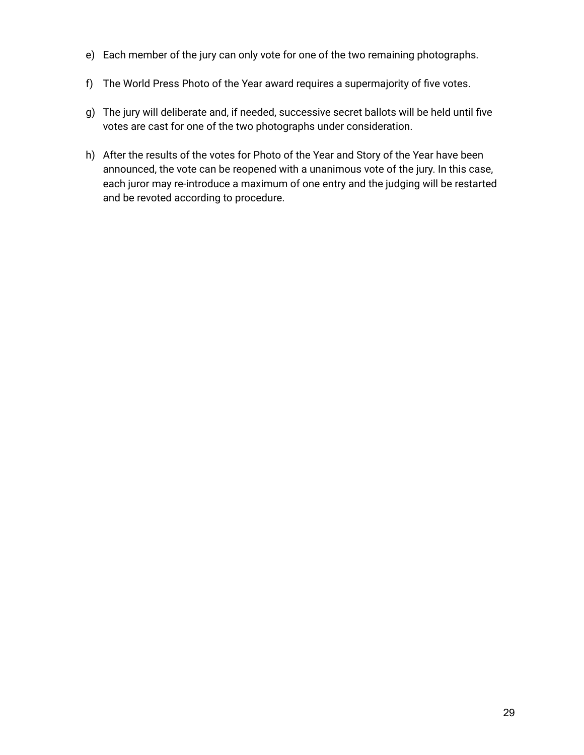e) Each member of the jury can only vote for one of the two remaining photographs.

f) The World Press Photo of the Year award requires a supermajority of five votes.

g) The jury will deliberate and, if needed, successive secret ballots will be held until five votes are cast for one of the two photographs under consideration.

h) After the results of the votes for Photo of the Year and Story of the Year have been announced, the vote can be reopened with a unanimous vote of the jury. In this case, each juror may re-introduce a maximum of one entry and the judging will be restarted and be revoted according to procedure.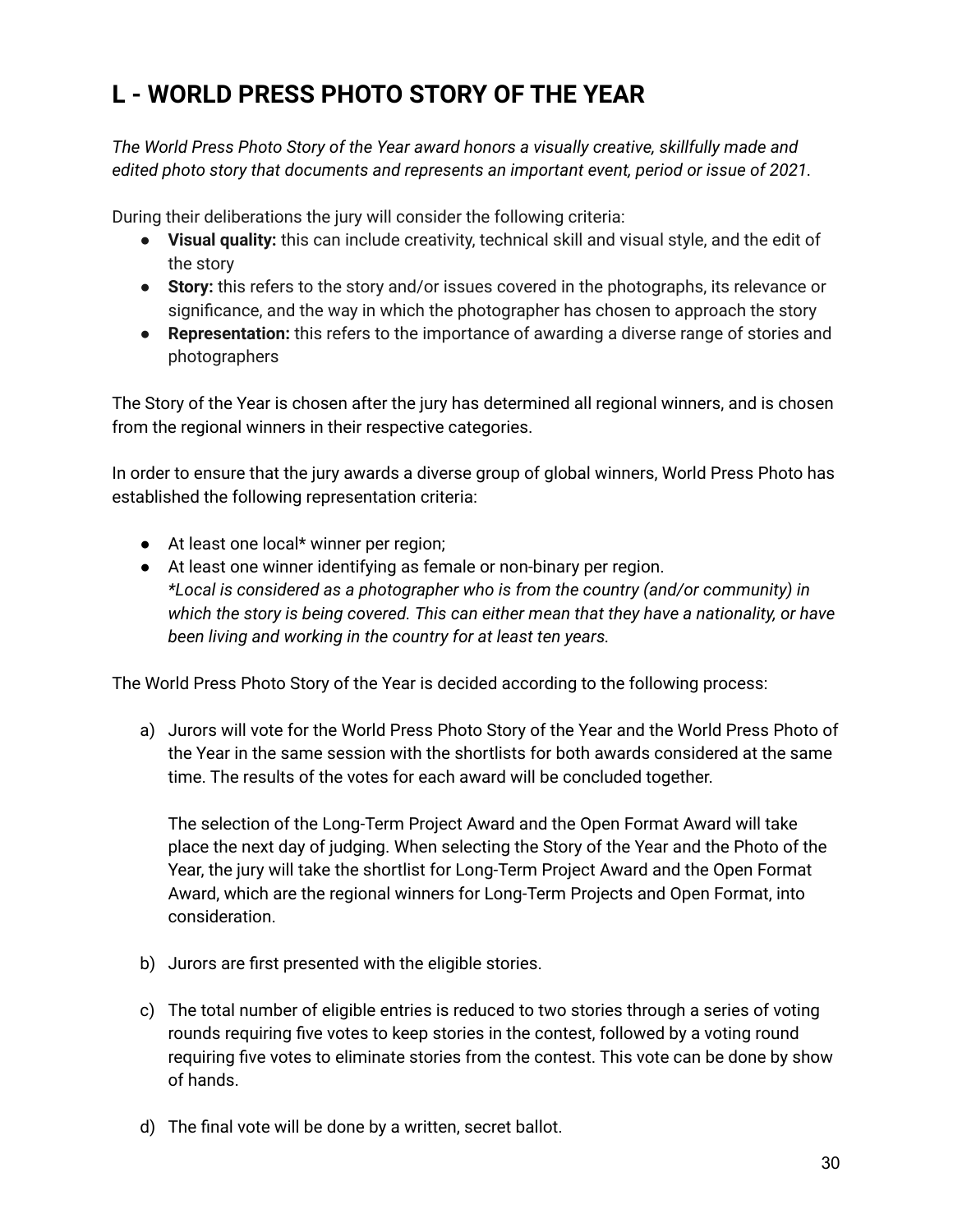## L - WORLD PRESS PHOTO STORY OF THE YEAR

*The World Press Photo Story of the Year award honors a visually creative, skillfully made and edited photo story that documents and represents an important event, period or issue of 2021.*

During their deliberations the jury will consider the following criteria:

- **Visual quality:** this can include creativity, technical skill and visual style, and the edit of the story
- **Story:** this refers to the story and/or issues covered in the photographs, its relevance or significance, and the way in which the photographer has chosen to approach the story
- **Representation:** this refers to the importance of awarding a diverse range of stories and photographers

The Story of the Year is chosen after the jury has determined all regional winners, and is chosen from the regional winners in their respective categories.

In order to ensure that the jury awards a diverse group of global winners, World Press Photo has established the following representation criteria:

- At least one local* winner per region;
- At least one winner identifying as female or non-binary per region.
  **Local is considered as a photographer who is from the country (and/or community) in which the story is being covered. This can either mean that they have a nationality, or have been living and working in the country for at least ten years.*

The World Press Photo Story of the Year is decided according to the following process:

a) Jurors will vote for the World Press Photo Story of the Year and the World Press Photo of the Year in the same session with the shortlists for both awards considered at the same time. The results of the votes for each award will be concluded together.

   The selection of the Long-Term Project Award and the Open Format Award will take place the next day of judging. When selecting the Story of the Year and the Photo of the Year, the jury will take the shortlist for Long-Term Project Award and the Open Format Award, which are the regional winners for Long-Term Projects and Open Format, into consideration.

b) Jurors are first presented with the eligible stories.

c) The total number of eligible entries is reduced to two stories through a series of voting rounds requiring five votes to keep stories in the contest, followed by a voting round requiring five votes to eliminate stories from the contest. This vote can be done by show of hands.

d) The final vote will be done by a written, secret ballot.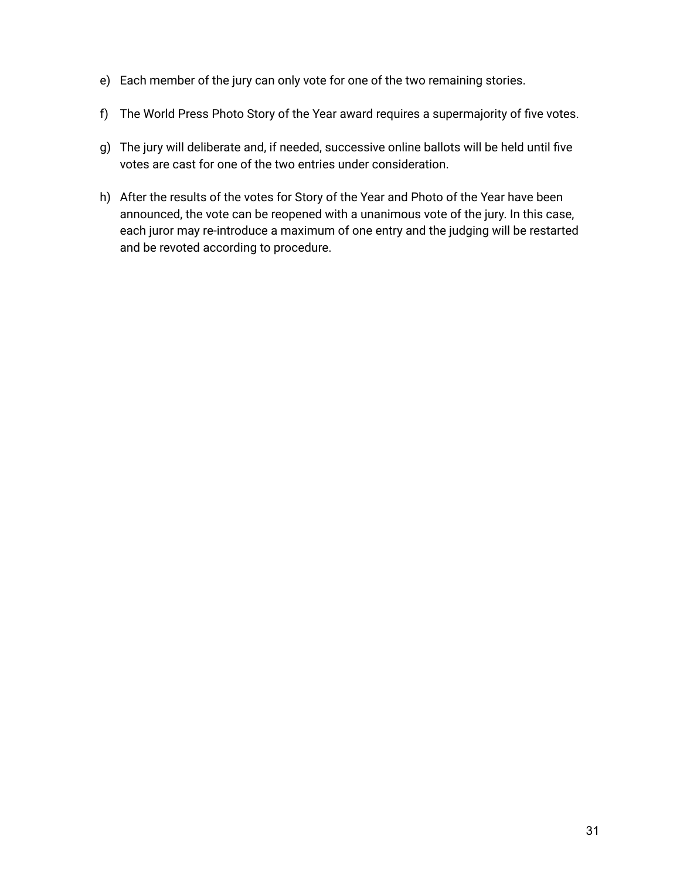e) Each member of the jury can only vote for one of the two remaining stories.

f) The World Press Photo Story of the Year award requires a supermajority of five votes.

g) The jury will deliberate and, if needed, successive online ballots will be held until five votes are cast for one of the two entries under consideration.

h) After the results of the votes for Story of the Year and Photo of the Year have been announced, the vote can be reopened with a unanimous vote of the jury. In this case, each juror may re-introduce a maximum of one entry and the judging will be restarted and be revoted according to procedure.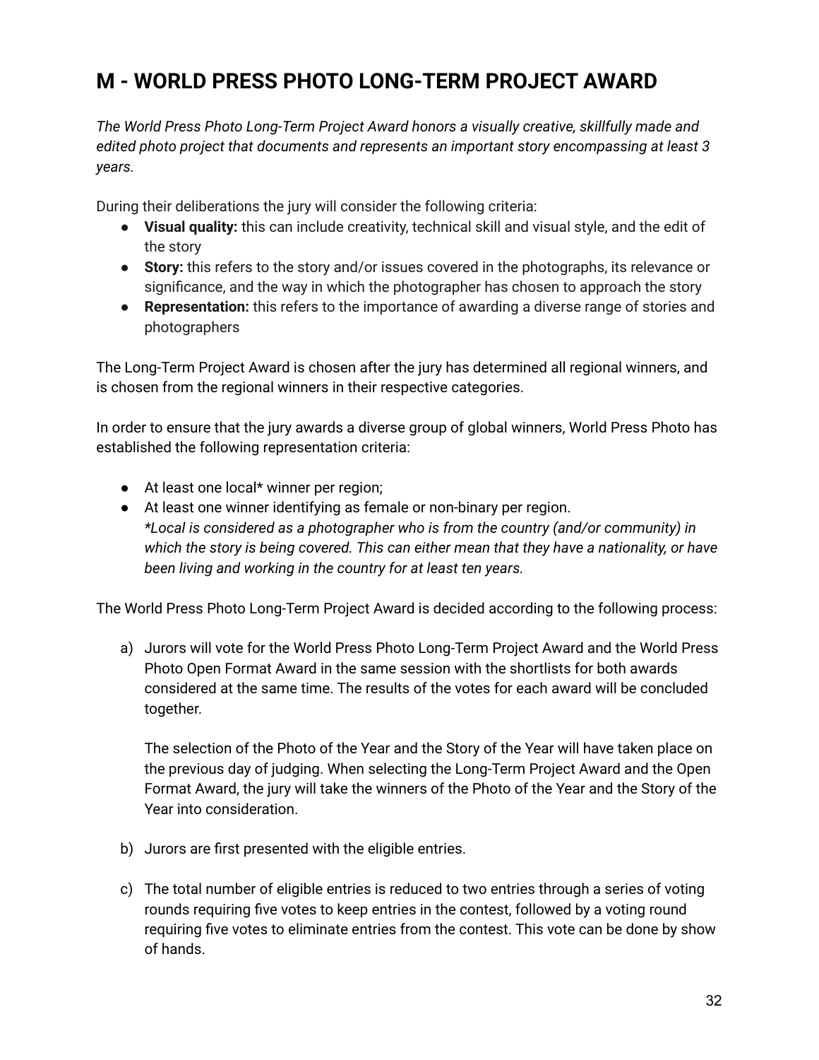## M - WORLD PRESS PHOTO LONG-TERM PROJECT AWARD

*The World Press Photo Long-Term Project Award honors a visually creative, skillfully made and edited photo project that documents and represents an important story encompassing at least 3 years.*

During their deliberations the jury will consider the following criteria:

- **Visual quality:** this can include creativity, technical skill and visual style, and the edit of the story
- **Story:** this refers to the story and/or issues covered in the photographs, its relevance or significance, and the way in which the photographer has chosen to approach the story
- **Representation:** this refers to the importance of awarding a diverse range of stories and photographers

The Long-Term Project Award is chosen after the jury has determined all regional winners, and is chosen from the regional winners in their respective categories.

In order to ensure that the jury awards a diverse group of global winners, World Press Photo has established the following representation criteria:

- At least one local* winner per region;
- At least one winner identifying as female or non-binary per region.
  *\*Local is considered as a photographer who is from the country (and/or community) in which the story is being covered. This can either mean that they have a nationality, or have been living and working in the country for at least ten years.*

The World Press Photo Long-Term Project Award is decided according to the following process:

a) Jurors will vote for the World Press Photo Long-Term Project Award and the World Press Photo Open Format Award in the same session with the shortlists for both awards considered at the same time. The results of the votes for each award will be concluded together.

   The selection of the Photo of the Year and the Story of the Year will have taken place on the previous day of judging. When selecting the Long-Term Project Award and the Open Format Award, the jury will take the winners of the Photo of the Year and the Story of the Year into consideration.

b) Jurors are first presented with the eligible entries.

c) The total number of eligible entries is reduced to two entries through a series of voting rounds requiring five votes to keep entries in the contest, followed by a voting round requiring five votes to eliminate entries from the contest. This vote can be done by show of hands.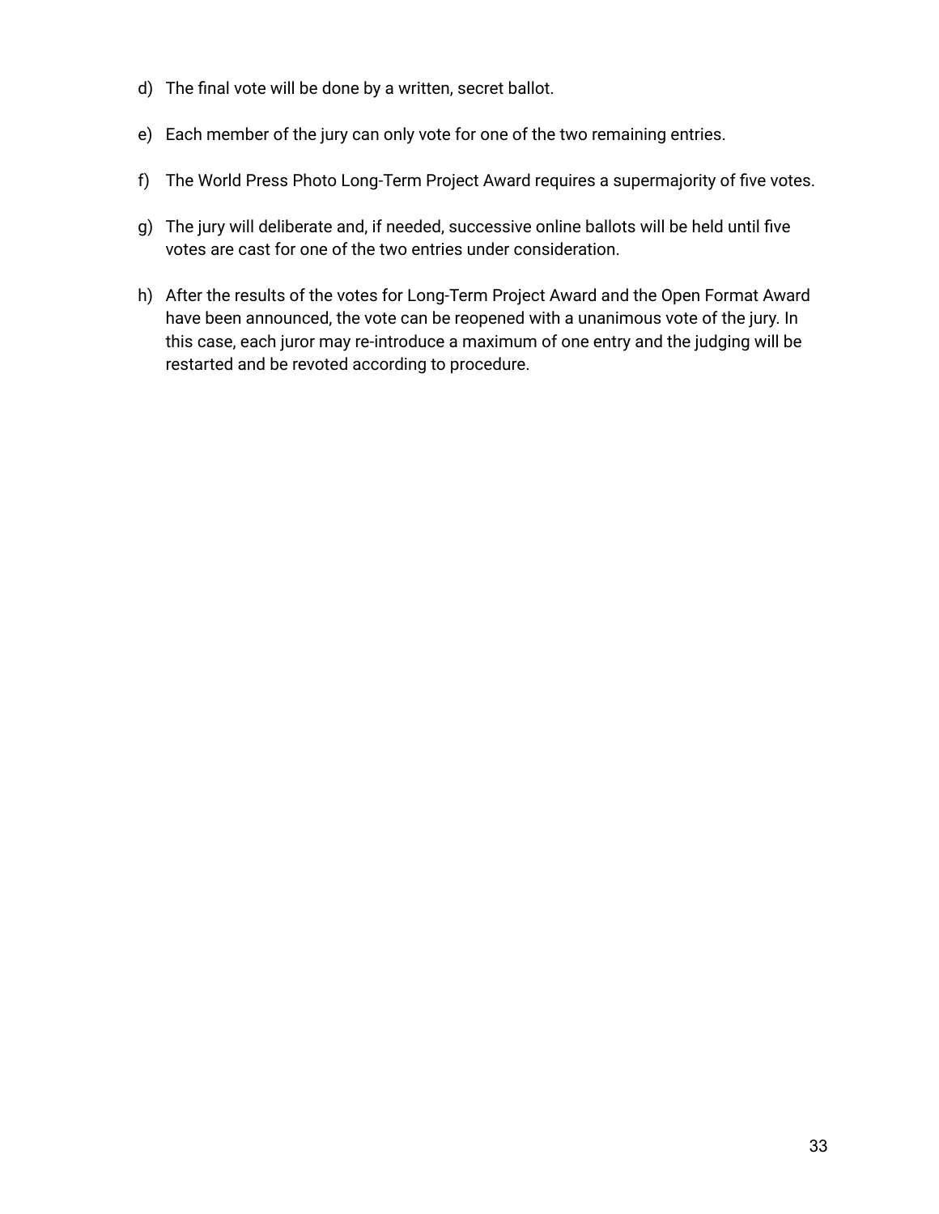d) The final vote will be done by a written, secret ballot.

e) Each member of the jury can only vote for one of the two remaining entries.

f) The World Press Photo Long-Term Project Award requires a supermajority of five votes.

g) The jury will deliberate and, if needed, successive online ballots will be held until five votes are cast for one of the two entries under consideration.

h) After the results of the votes for Long-Term Project Award and the Open Format Award have been announced, the vote can be reopened with a unanimous vote of the jury. In this case, each juror may re-introduce a maximum of one entry and the judging will be restarted and be revoted according to procedure.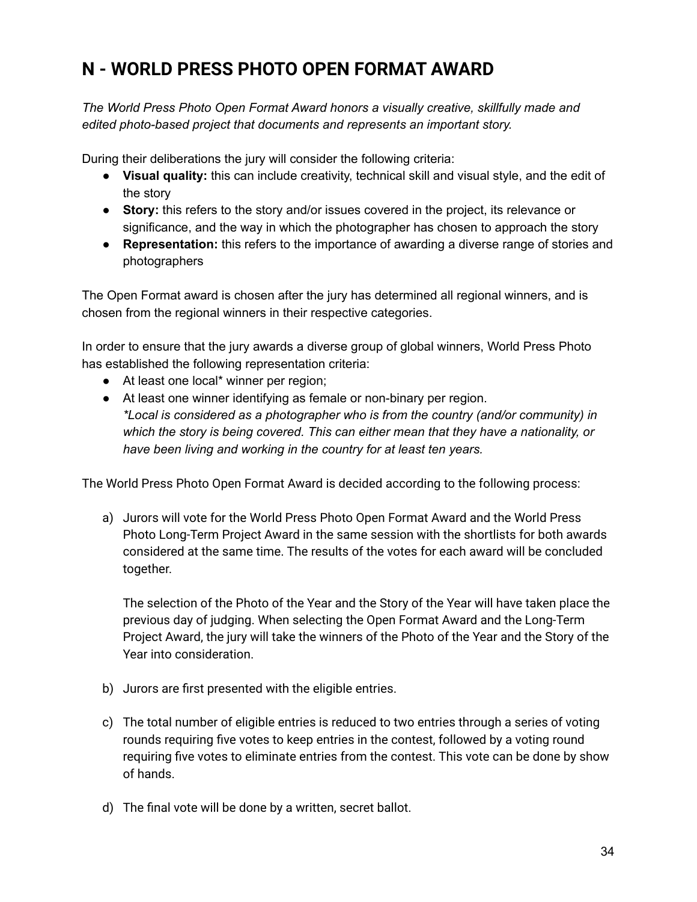## N - WORLD PRESS PHOTO OPEN FORMAT AWARD

*The World Press Photo Open Format Award honors a visually creative, skillfully made and edited photo-based project that documents and represents an important story.*

During their deliberations the jury will consider the following criteria:

- **Visual quality:** this can include creativity, technical skill and visual style, and the edit of the story
- **Story:** this refers to the story and/or issues covered in the project, its relevance or significance, and the way in which the photographer has chosen to approach the story
- **Representation:** this refers to the importance of awarding a diverse range of stories and photographers

The Open Format award is chosen after the jury has determined all regional winners, and is chosen from the regional winners in their respective categories.

In order to ensure that the jury awards a diverse group of global winners, World Press Photo has established the following representation criteria:

- At least one local* winner per region;
- At least one winner identifying as female or non-binary per region.
  *\*Local is considered as a photographer who is from the country (and/or community) in which the story is being covered. This can either mean that they have a nationality, or have been living and working in the country for at least ten years.*

The World Press Photo Open Format Award is decided according to the following process:

a) Jurors will vote for the World Press Photo Open Format Award and the World Press Photo Long-Term Project Award in the same session with the shortlists for both awards considered at the same time. The results of the votes for each award will be concluded together.

   The selection of the Photo of the Year and the Story of the Year will have taken place the previous day of judging. When selecting the Open Format Award and the Long-Term Project Award, the jury will take the winners of the Photo of the Year and the Story of the Year into consideration.

b) Jurors are first presented with the eligible entries.

c) The total number of eligible entries is reduced to two entries through a series of voting rounds requiring five votes to keep entries in the contest, followed by a voting round requiring five votes to eliminate entries from the contest. This vote can be done by show of hands.

d) The final vote will be done by a written, secret ballot.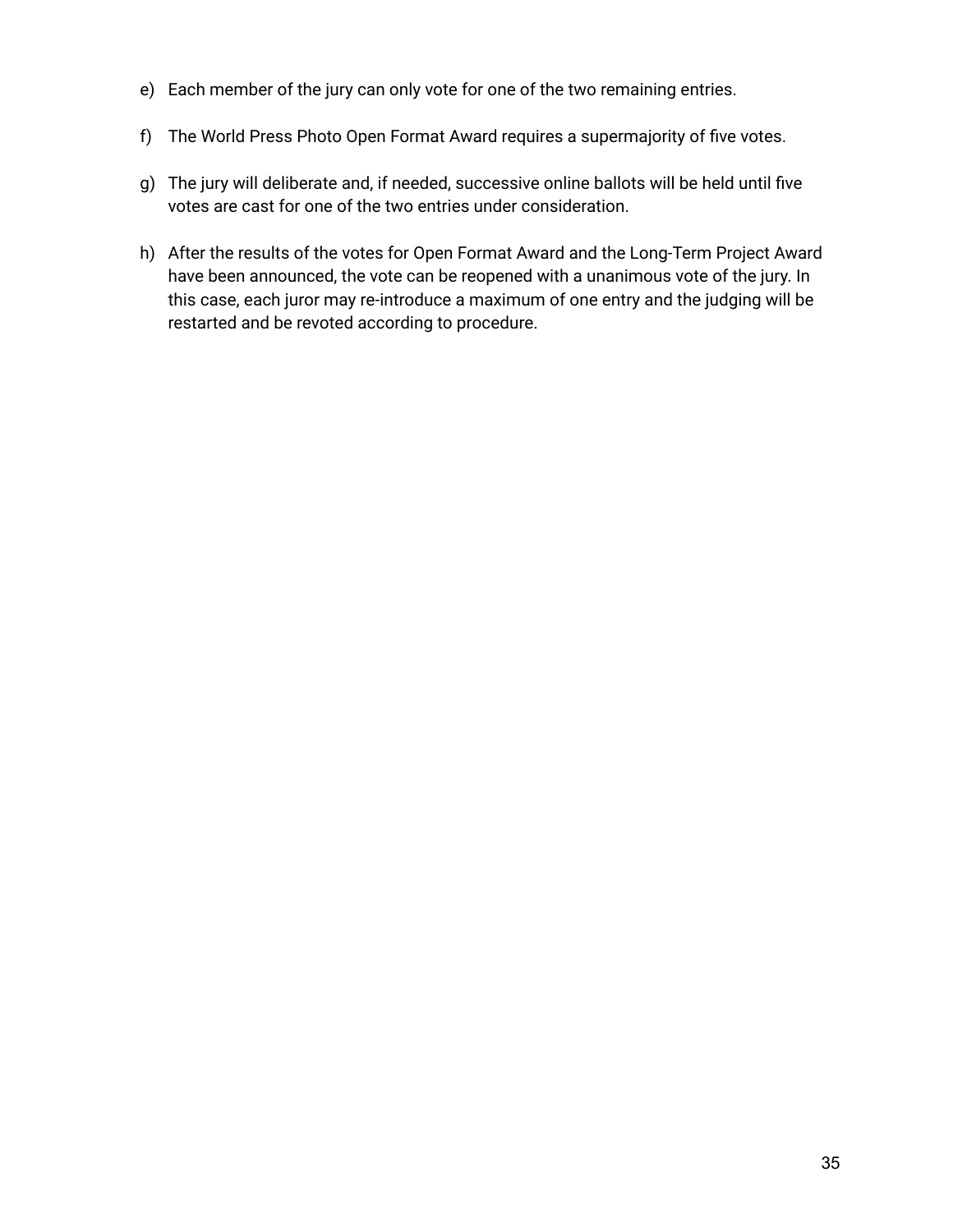e) Each member of the jury can only vote for one of the two remaining entries.

f) The World Press Photo Open Format Award requires a supermajority of five votes.

g) The jury will deliberate and, if needed, successive online ballots will be held until five votes are cast for one of the two entries under consideration.

h) After the results of the votes for Open Format Award and the Long-Term Project Award have been announced, the vote can be reopened with a unanimous vote of the jury. In this case, each juror may re-introduce a maximum of one entry and the judging will be restarted and be revoted according to procedure.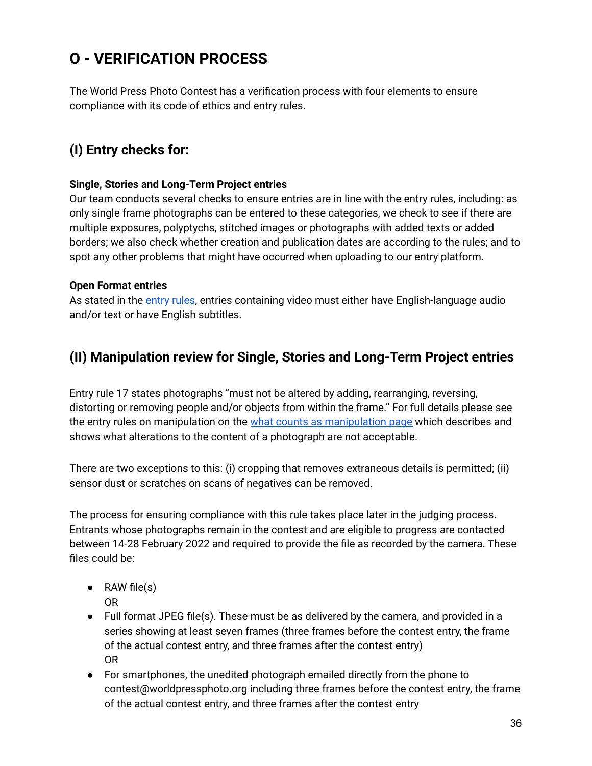# O - VERIFICATION PROCESS

The World Press Photo Contest has a verification process with four elements to ensure compliance with its code of ethics and entry rules.

## (I) Entry checks for:

**Single, Stories and Long-Term Project entries**
Our team conducts several checks to ensure entries are in line with the entry rules, including: as only single frame photographs can be entered to these categories, we check to see if there are multiple exposures, polyptychs, stitched images or photographs with added texts or added borders; we also check whether creation and publication dates are according to the rules; and to spot any other problems that might have occurred when uploading to our entry platform.

**Open Format entries**
As stated in the entry rules, entries containing video must either have English-language audio and/or text or have English subtitles.

## (II) Manipulation review for Single, Stories and Long-Term Project entries

Entry rule 17 states photographs "must not be altered by adding, rearranging, reversing, distorting or removing people and/or objects from within the frame." For full details please see the entry rules on manipulation on the what counts as manipulation page which describes and shows what alterations to the content of a photograph are not acceptable.

There are two exceptions to this: (i) cropping that removes extraneous details is permitted; (ii) sensor dust or scratches on scans of negatives can be removed.

The process for ensuring compliance with this rule takes place later in the judging process. Entrants whose photographs remain in the contest and are eligible to progress are contacted between 14-28 February 2022 and required to provide the file as recorded by the camera. These files could be:

- RAW file(s)
  OR
- Full format JPEG file(s). These must be as delivered by the camera, and provided in a series showing at least seven frames (three frames before the contest entry, the frame of the actual contest entry, and three frames after the contest entry)
  OR
- For smartphones, the unedited photograph emailed directly from the phone to contest@worldpressphoto.org including three frames before the contest entry, the frame of the actual contest entry, and three frames after the contest entry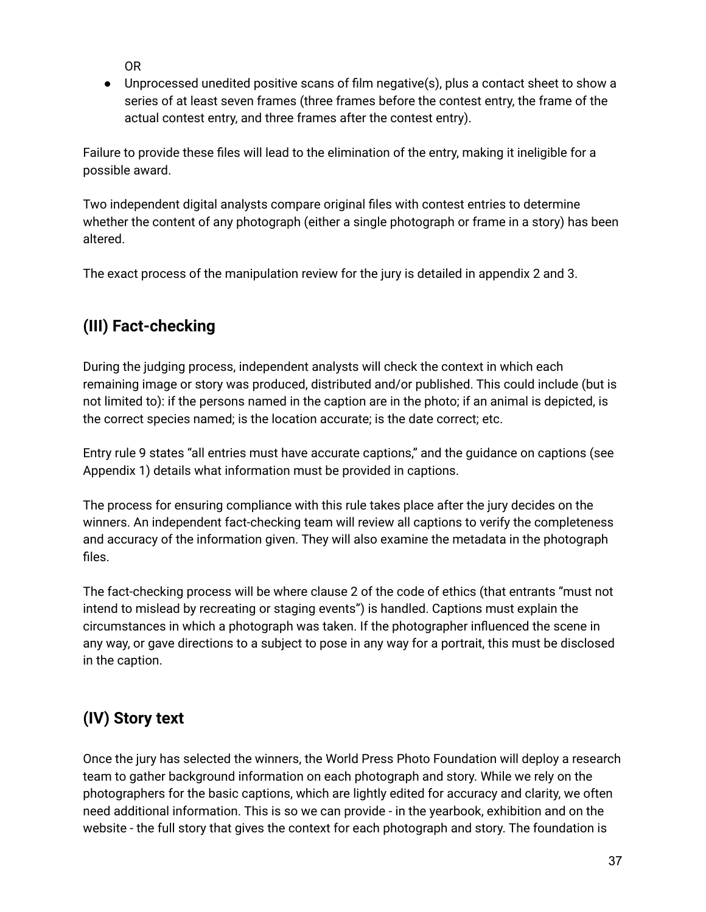OR

- Unprocessed unedited positive scans of film negative(s), plus a contact sheet to show a series of at least seven frames (three frames before the contest entry, the frame of the actual contest entry, and three frames after the contest entry).

Failure to provide these files will lead to the elimination of the entry, making it ineligible for a possible award.

Two independent digital analysts compare original files with contest entries to determine whether the content of any photograph (either a single photograph or frame in a story) has been altered.

The exact process of the manipulation review for the jury is detailed in appendix 2 and 3.

## (III) Fact-checking

During the judging process, independent analysts will check the context in which each remaining image or story was produced, distributed and/or published. This could include (but is not limited to): if the persons named in the caption are in the photo; if an animal is depicted, is the correct species named; is the location accurate; is the date correct; etc.

Entry rule 9 states "all entries must have accurate captions," and the guidance on captions (see Appendix 1) details what information must be provided in captions.

The process for ensuring compliance with this rule takes place after the jury decides on the winners. An independent fact-checking team will review all captions to verify the completeness and accuracy of the information given. They will also examine the metadata in the photograph files.

The fact-checking process will be where clause 2 of the code of ethics (that entrants "must not intend to mislead by recreating or staging events") is handled. Captions must explain the circumstances in which a photograph was taken. If the photographer influenced the scene in any way, or gave directions to a subject to pose in any way for a portrait, this must be disclosed in the caption.

## (IV) Story text

Once the jury has selected the winners, the World Press Photo Foundation will deploy a research team to gather background information on each photograph and story. While we rely on the photographers for the basic captions, which are lightly edited for accuracy and clarity, we often need additional information. This is so we can provide - in the yearbook, exhibition and on the website - the full story that gives the context for each photograph and story. The foundation is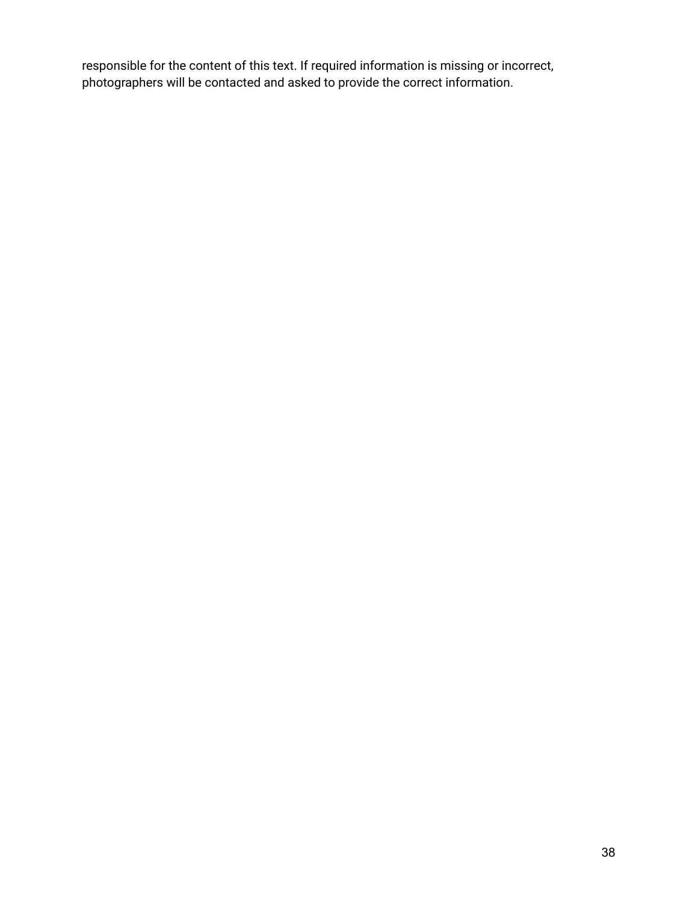responsible for the content of this text. If required information is missing or incorrect, photographers will be contacted and asked to provide the correct information.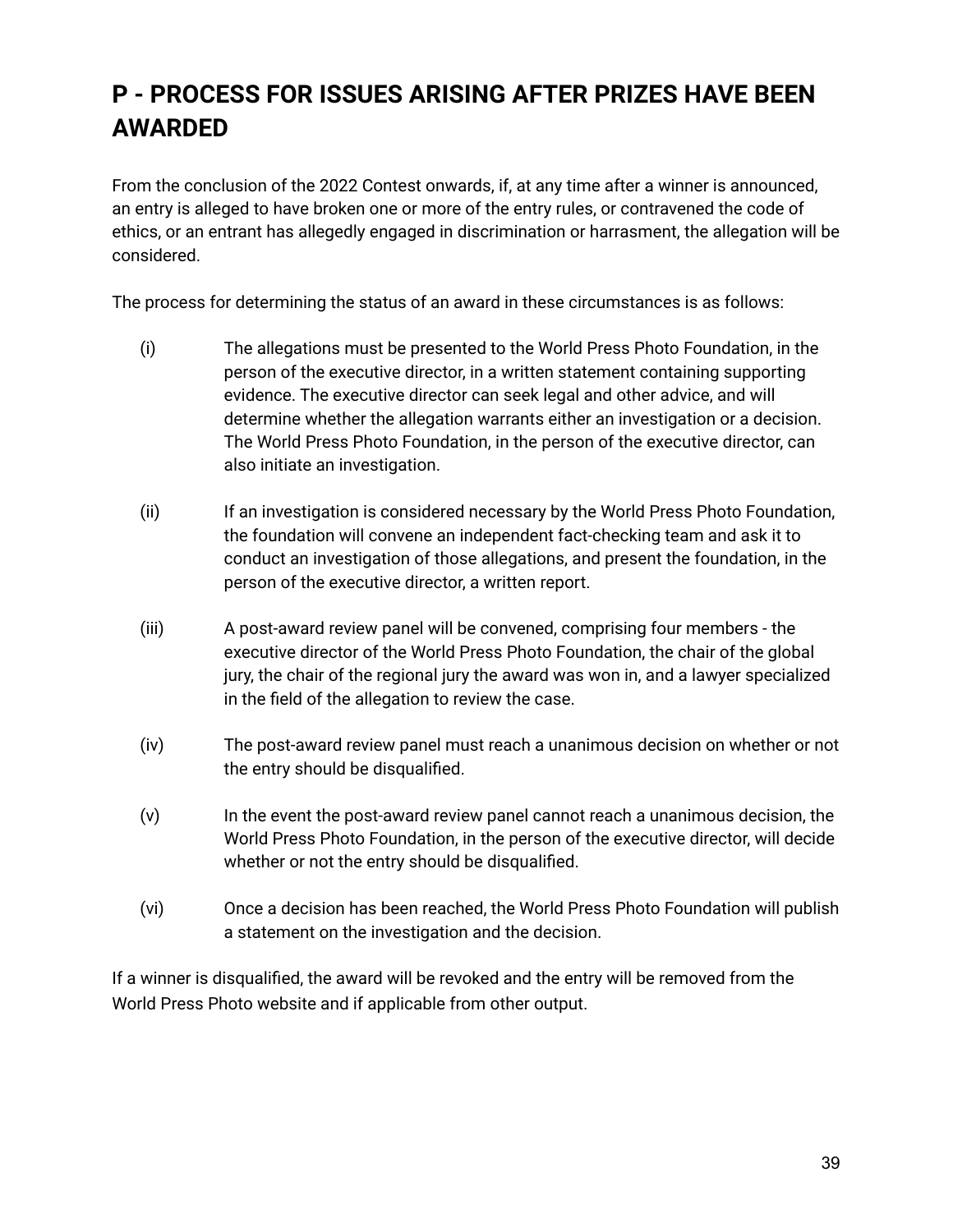## P - PROCESS FOR ISSUES ARISING AFTER PRIZES HAVE BEEN AWARDED

From the conclusion of the 2022 Contest onwards, if, at any time after a winner is announced, an entry is alleged to have broken one or more of the entry rules, or contravened the code of ethics, or an entrant has allegedly engaged in discrimination or harrasment, the allegation will be considered.

The process for determining the status of an award in these circumstances is as follows:

(i) The allegations must be presented to the World Press Photo Foundation, in the person of the executive director, in a written statement containing supporting evidence. The executive director can seek legal and other advice, and will determine whether the allegation warrants either an investigation or a decision. The World Press Photo Foundation, in the person of the executive director, can also initiate an investigation.

(ii) If an investigation is considered necessary by the World Press Photo Foundation, the foundation will convene an independent fact-checking team and ask it to conduct an investigation of those allegations, and present the foundation, in the person of the executive director, a written report.

(iii) A post-award review panel will be convened, comprising four members - the executive director of the World Press Photo Foundation, the chair of the global jury, the chair of the regional jury the award was won in, and a lawyer specialized in the field of the allegation to review the case.

(iv) The post-award review panel must reach a unanimous decision on whether or not the entry should be disqualified.

(v) In the event the post-award review panel cannot reach a unanimous decision, the World Press Photo Foundation, in the person of the executive director, will decide whether or not the entry should be disqualified.

(vi) Once a decision has been reached, the World Press Photo Foundation will publish a statement on the investigation and the decision.

If a winner is disqualified, the award will be revoked and the entry will be removed from the World Press Photo website and if applicable from other output.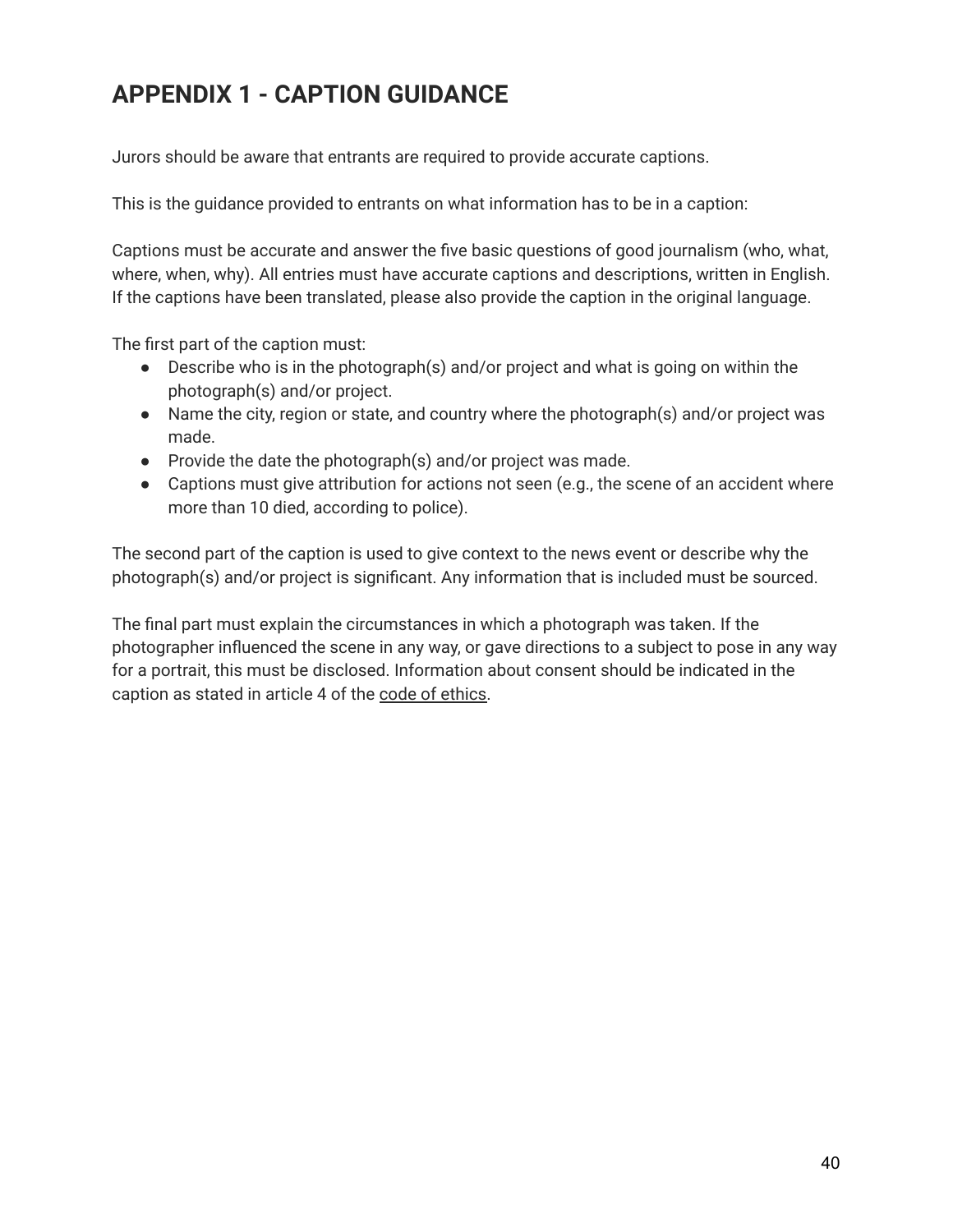# APPENDIX 1 - CAPTION GUIDANCE

Jurors should be aware that entrants are required to provide accurate captions.

This is the guidance provided to entrants on what information has to be in a caption:

Captions must be accurate and answer the five basic questions of good journalism (who, what, where, when, why). All entries must have accurate captions and descriptions, written in English. If the captions have been translated, please also provide the caption in the original language.

The first part of the caption must:

- Describe who is in the photograph(s) and/or project and what is going on within the photograph(s) and/or project.
- Name the city, region or state, and country where the photograph(s) and/or project was made.
- Provide the date the photograph(s) and/or project was made.
- Captions must give attribution for actions not seen (e.g., the scene of an accident where more than 10 died, according to police).

The second part of the caption is used to give context to the news event or describe why the photograph(s) and/or project is significant. Any information that is included must be sourced.

The final part must explain the circumstances in which a photograph was taken. If the photographer influenced the scene in any way, or gave directions to a subject to pose in any way for a portrait, this must be disclosed. Information about consent should be indicated in the caption as stated in article 4 of the code of ethics.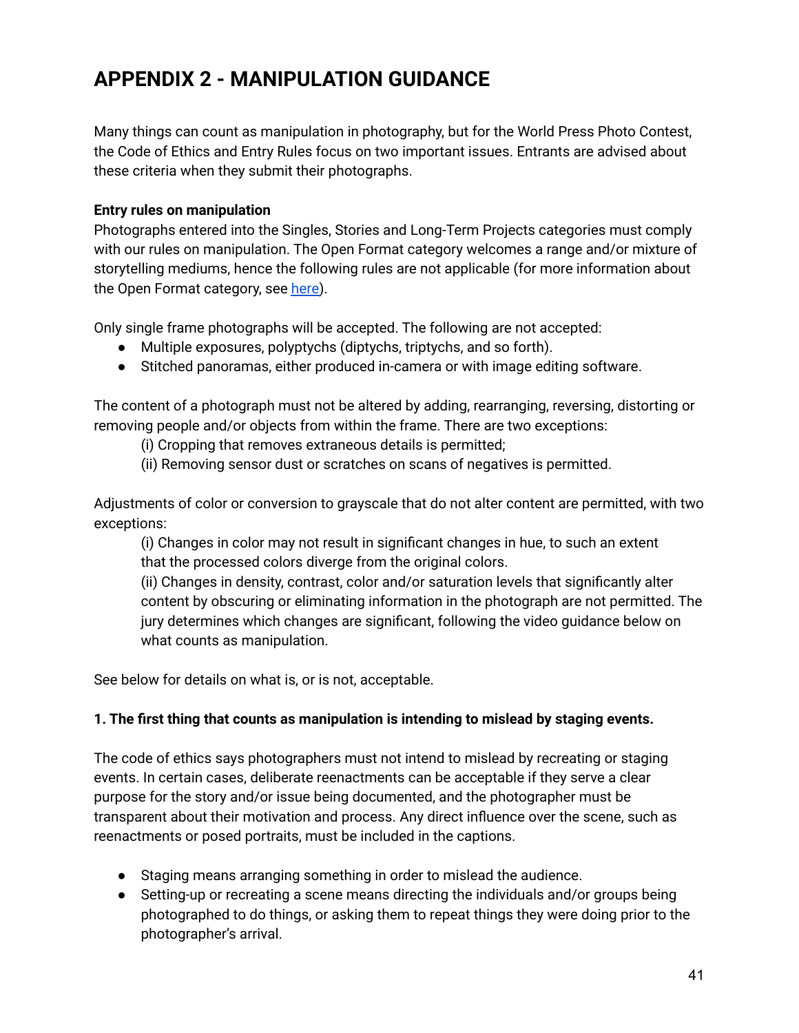# APPENDIX 2 - MANIPULATION GUIDANCE

Many things can count as manipulation in photography, but for the World Press Photo Contest, the Code of Ethics and Entry Rules focus on two important issues. Entrants are advised about these criteria when they submit their photographs.

**Entry rules on manipulation**
Photographs entered into the Singles, Stories and Long-Term Projects categories must comply with our rules on manipulation. The Open Format category welcomes a range and/or mixture of storytelling mediums, hence the following rules are not applicable (for more information about the Open Format category, see here).

Only single frame photographs will be accepted. The following are not accepted:

- Multiple exposures, polyptychs (diptychs, triptychs, and so forth).
- Stitched panoramas, either produced in-camera or with image editing software.

The content of a photograph must not be altered by adding, rearranging, reversing, distorting or removing people and/or objects from within the frame. There are two exceptions:

(i) Cropping that removes extraneous details is permitted;
(ii) Removing sensor dust or scratches on scans of negatives is permitted.

Adjustments of color or conversion to grayscale that do not alter content are permitted, with two exceptions:

(i) Changes in color may not result in significant changes in hue, to such an extent that the processed colors diverge from the original colors.
(ii) Changes in density, contrast, color and/or saturation levels that significantly alter content by obscuring or eliminating information in the photograph are not permitted. The jury determines which changes are significant, following the video guidance below on what counts as manipulation.

See below for details on what is, or is not, acceptable.

**1. The first thing that counts as manipulation is intending to mislead by staging events.**

The code of ethics says photographers must not intend to mislead by recreating or staging events. In certain cases, deliberate reenactments can be acceptable if they serve a clear purpose for the story and/or issue being documented, and the photographer must be transparent about their motivation and process. Any direct influence over the scene, such as reenactments or posed portraits, must be included in the captions.

- Staging means arranging something in order to mislead the audience.
- Setting-up or recreating a scene means directing the individuals and/or groups being photographed to do things, or asking them to repeat things they were doing prior to the photographer's arrival.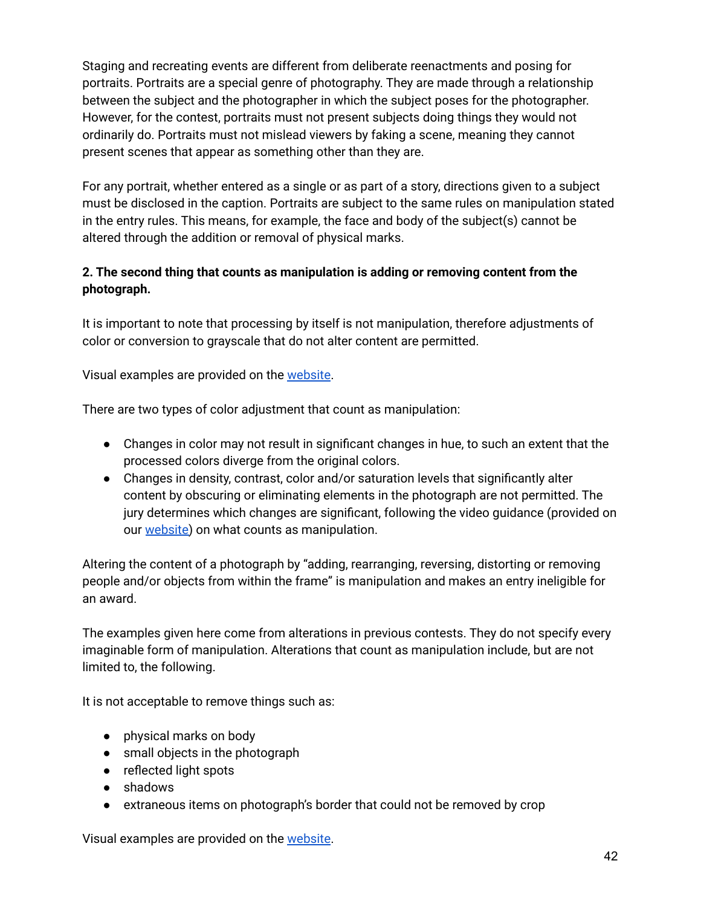Staging and recreating events are different from deliberate reenactments and posing for portraits. Portraits are a special genre of photography. They are made through a relationship between the subject and the photographer in which the subject poses for the photographer. However, for the contest, portraits must not present subjects doing things they would not ordinarily do. Portraits must not mislead viewers by faking a scene, meaning they cannot present scenes that appear as something other than they are.

For any portrait, whether entered as a single or as part of a story, directions given to a subject must be disclosed in the caption. Portraits are subject to the same rules on manipulation stated in the entry rules. This means, for example, the face and body of the subject(s) cannot be altered through the addition or removal of physical marks.

**2. The second thing that counts as manipulation is adding or removing content from the photograph.**

It is important to note that processing by itself is not manipulation, therefore adjustments of color or conversion to grayscale that do not alter content are permitted.

Visual examples are provided on the website.

There are two types of color adjustment that count as manipulation:

- Changes in color may not result in significant changes in hue, to such an extent that the processed colors diverge from the original colors.
- Changes in density, contrast, color and/or saturation levels that significantly alter content by obscuring or eliminating elements in the photograph are not permitted. The jury determines which changes are significant, following the video guidance (provided on our website) on what counts as manipulation.

Altering the content of a photograph by "adding, rearranging, reversing, distorting or removing people and/or objects from within the frame" is manipulation and makes an entry ineligible for an award.

The examples given here come from alterations in previous contests. They do not specify every imaginable form of manipulation. Alterations that count as manipulation include, but are not limited to, the following.

It is not acceptable to remove things such as:

- physical marks on body
- small objects in the photograph
- reflected light spots
- shadows
- extraneous items on photograph's border that could not be removed by crop

Visual examples are provided on the website.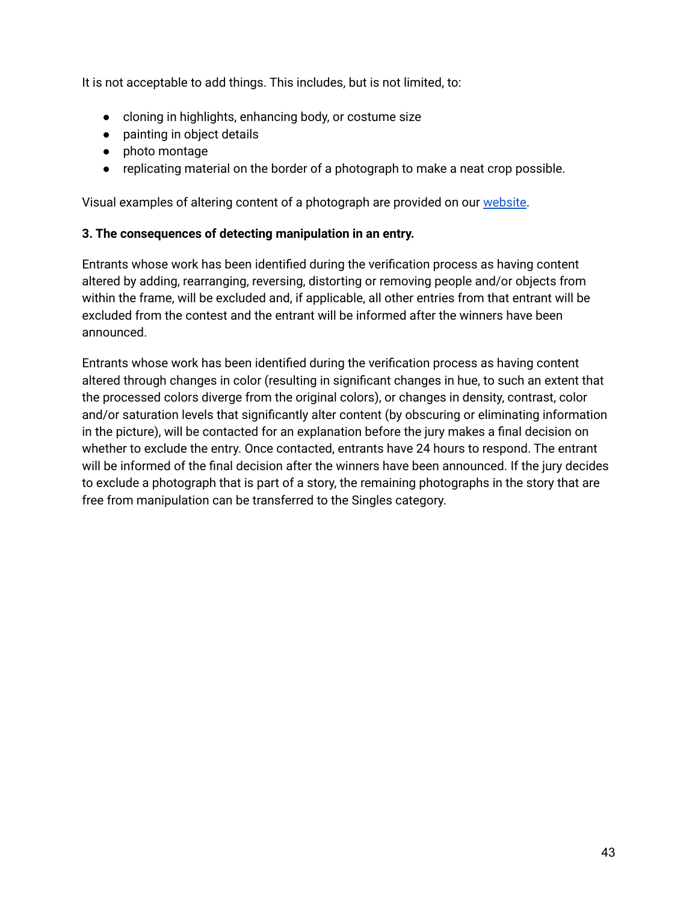It is not acceptable to add things. This includes, but is not limited, to:

- cloning in highlights, enhancing body, or costume size
- painting in object details
- photo montage
- replicating material on the border of a photograph to make a neat crop possible.

Visual examples of altering content of a photograph are provided on our website.

**3. The consequences of detecting manipulation in an entry.**

Entrants whose work has been identified during the verification process as having content altered by adding, rearranging, reversing, distorting or removing people and/or objects from within the frame, will be excluded and, if applicable, all other entries from that entrant will be excluded from the contest and the entrant will be informed after the winners have been announced.

Entrants whose work has been identified during the verification process as having content altered through changes in color (resulting in significant changes in hue, to such an extent that the processed colors diverge from the original colors), or changes in density, contrast, color and/or saturation levels that significantly alter content (by obscuring or eliminating information in the picture), will be contacted for an explanation before the jury makes a final decision on whether to exclude the entry. Once contacted, entrants have 24 hours to respond. The entrant will be informed of the final decision after the winners have been announced. If the jury decides to exclude a photograph that is part of a story, the remaining photographs in the story that are free from manipulation can be transferred to the Singles category.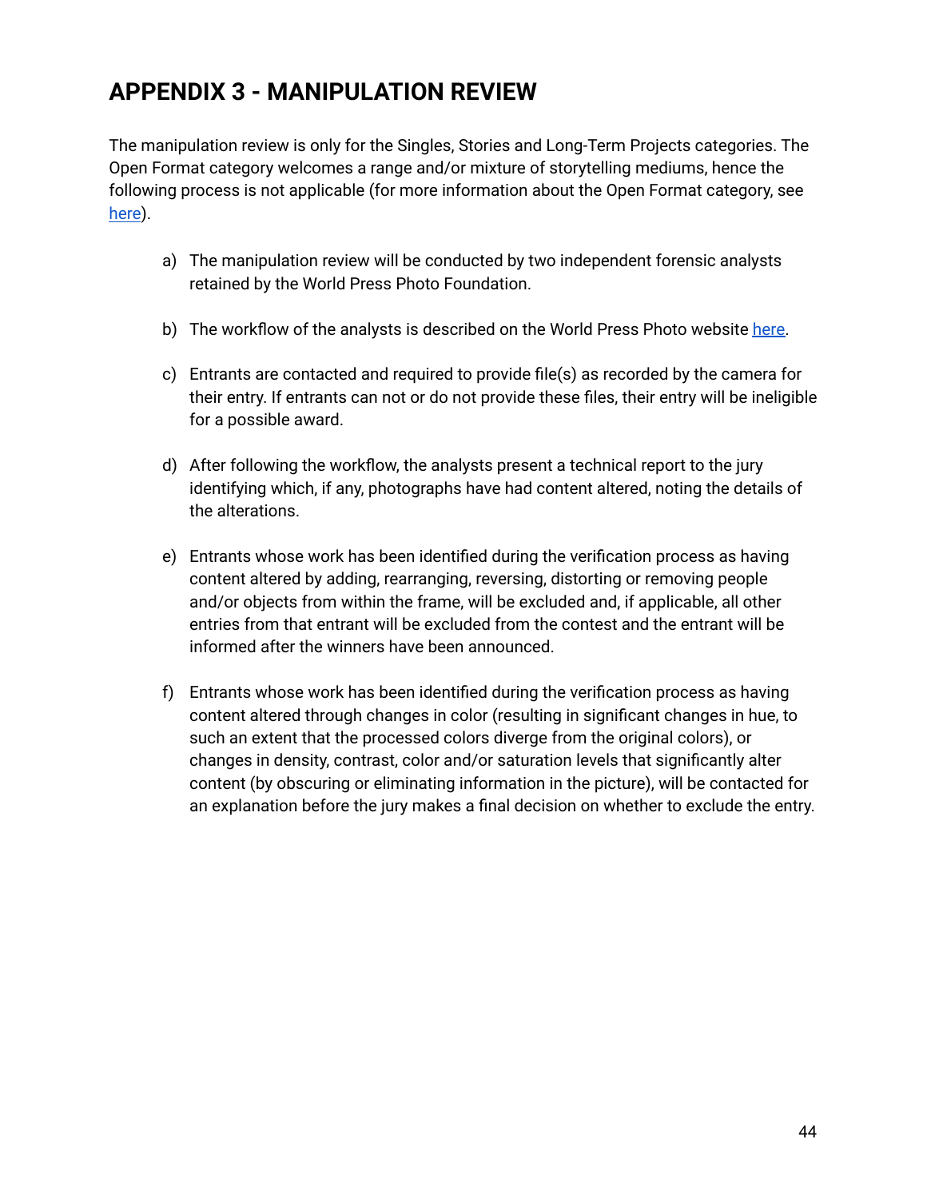# APPENDIX 3 - MANIPULATION REVIEW

The manipulation review is only for the Singles, Stories and Long-Term Projects categories. The Open Format category welcomes a range and/or mixture of storytelling mediums, hence the following process is not applicable (for more information about the Open Format category, see here).

a) The manipulation review will be conducted by two independent forensic analysts retained by the World Press Photo Foundation.

b) The workflow of the analysts is described on the World Press Photo website here.

c) Entrants are contacted and required to provide file(s) as recorded by the camera for their entry. If entrants can not or do not provide these files, their entry will be ineligible for a possible award.

d) After following the workflow, the analysts present a technical report to the jury identifying which, if any, photographs have had content altered, noting the details of the alterations.

e) Entrants whose work has been identified during the verification process as having content altered by adding, rearranging, reversing, distorting or removing people and/or objects from within the frame, will be excluded and, if applicable, all other entries from that entrant will be excluded from the contest and the entrant will be informed after the winners have been announced.

f) Entrants whose work has been identified during the verification process as having content altered through changes in color (resulting in significant changes in hue, to such an extent that the processed colors diverge from the original colors), or changes in density, contrast, color and/or saturation levels that significantly alter content (by obscuring or eliminating information in the picture), will be contacted for an explanation before the jury makes a final decision on whether to exclude the entry.